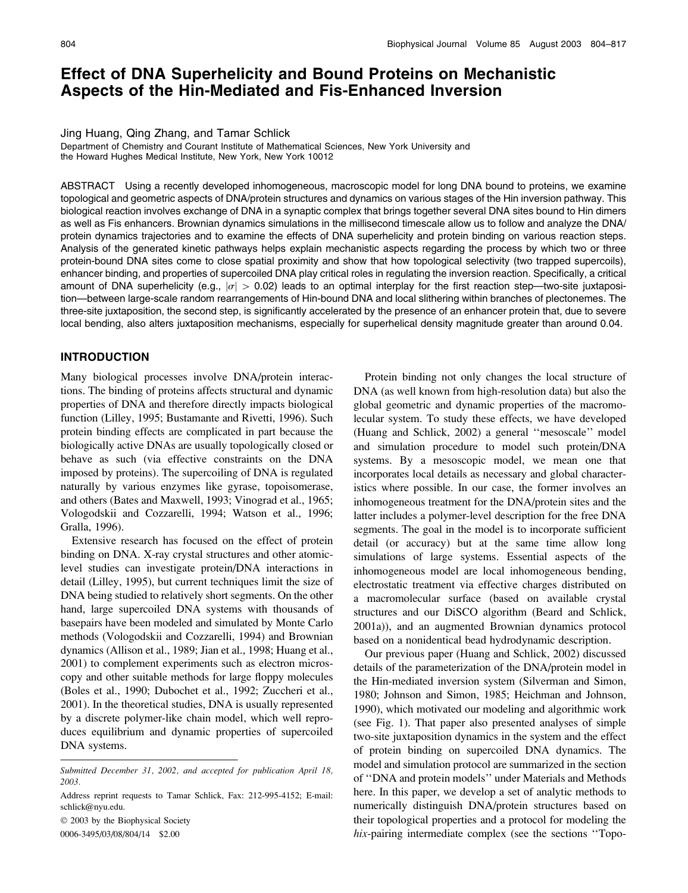# Effect of DNA Superhelicity and Bound Proteins on Mechanistic Aspects of the Hin-Mediated and Fis-Enhanced Inversion

Jing Huang, Qing Zhang, and Tamar Schlick

Department of Chemistry and Courant Institute of Mathematical Sciences, New York University and the Howard Hughes Medical Institute, New York, New York 10012

ABSTRACT Using a recently developed inhomogeneous, macroscopic model for long DNA bound to proteins, we examine topological and geometric aspects of DNA/protein structures and dynamics on various stages of the Hin inversion pathway. This biological reaction involves exchange of DNA in a synaptic complex that brings together several DNA sites bound to Hin dimers as well as Fis enhancers. Brownian dynamics simulations in the millisecond timescale allow us to follow and analyze the DNA/protein dynamics trajectories and to examine the effects of DNA superhelicity and protein binding on various reaction steps. Analysis of the generated kinetic pathways helps explain mechanistic aspects regarding the process by which two or three protein-bound DNA sites come to close spatial proximity and show that how topological selectivity (two trapped supercoils), enhancer binding, and properties of supercoiled DNA play critical roles in regulating the inversion reaction. Specifically, a critical amount of DNA superhelicity (e.g., $|\sigma| > 0.02$) leads to an optimal interplay for the first reaction step—two-site juxtaposition—between large-scale random rearrangements of Hin-bound DNA and local slithering within branches of plectonemes. The three-site juxtaposition, the second step, is significantly accelerated by the presence of an enhancer protein that, due to severe local bending, also alters juxtaposition mechanisms, especially for superhelical density magnitude greater than around 0.04.

## INTRODUCTION

Many biological processes involve DNA/protein interactions. The binding of proteins affects structural and dynamic properties of DNA and therefore directly impacts biological function (Lilley, 1995; Bustamante and Rivetti, 1996). Such protein binding effects are complicated in part because the biologically active DNAs are usually topologically closed or behave as such (via effective constraints on the DNA imposed by proteins). The supercoiling of DNA is regulated naturally by various enzymes like gyrase, topoisomerase, and others (Bates and Maxwell, 1993; Vinograd et al., 1965; Vologodskii and Cozzarelli, 1994; Watson et al., 1996; Gralla, 1996).

Extensive research has focused on the effect of protein binding on DNA. X-ray crystal structures and other atomic-level studies can investigate protein/DNA interactions in detail (Lilley, 1995), but current techniques limit the size of DNA being studied to relatively short segments. On the other hand, large supercoiled DNA systems with thousands of basepairs have been modeled and simulated by Monte Carlo methods (Vologodskii and Cozzarelli, 1994) and Brownian dynamics (Allison et al., 1989; Jian et al., 1998; Huang et al., 2001) to complement experiments such as electron microscopy and other suitable methods for large floppy molecules (Boles et al., 1990; Dubochet et al., 1992; Zuccheri et al., 2001). In the theoretical studies, DNA is usually represented by a discrete polymer-like chain model, which well reproduces equilibrium and dynamic properties of supercoiled DNA systems.

Protein binding not only changes the local structure of DNA (as well known from high-resolution data) but also the global geometric and dynamic properties of the macromolecular system. To study these effects, we have developed (Huang and Schlick, 2002) a general ''mesoscale'' model and simulation procedure to model such protein/DNA systems. By a mesoscopic model, we mean one that incorporates local details as necessary and global characteristics where possible. In our case, the former involves an inhomogeneous treatment for the DNA/protein sites and the latter includes a polymer-level description for the free DNA segments. The goal in the model is to incorporate sufficient detail (or accuracy) but at the same time allow long simulations of large systems. Essential aspects of the inhomogeneous model are local inhomogeneous bending, electrostatic treatment via effective charges distributed on a macromolecular surface (based on available crystal structures and our DiSCO algorithm (Beard and Schlick, 2001a)), and an augmented Brownian dynamics protocol based on a nonidentical bead hydrodynamic description.

Our previous paper (Huang and Schlick, 2002) discussed details of the parameterization of the DNA/protein model in the Hin-mediated inversion system (Silverman and Simon, 1980; Johnson and Simon, 1985; Heichman and Johnson, 1990), which motivated our modeling and algorithmic work (see Fig. 1). That paper also presented analyses of simple two-site juxtaposition dynamics in the system and the effect of protein binding on supercoiled DNA dynamics. The model and simulation protocol are summarized in the section of ''DNA and protein models'' under Materials and Methods here. In this paper, we develop a set of analytic methods to numerically distinguish DNA/protein structures based on their topological properties and a protocol for modeling the *hix*-pairing intermediate complex (see the sections ''Topo-

---

*Submitted December 31, 2002, and accepted for publication April 18, 2003.*

Address reprint requests to Tamar Schlick, Fax: 212-995-4152; E-mail: schlick@nyu.edu.

© 2003 by the Biophysical Society

0006-3495/03/08/804/14 $2.00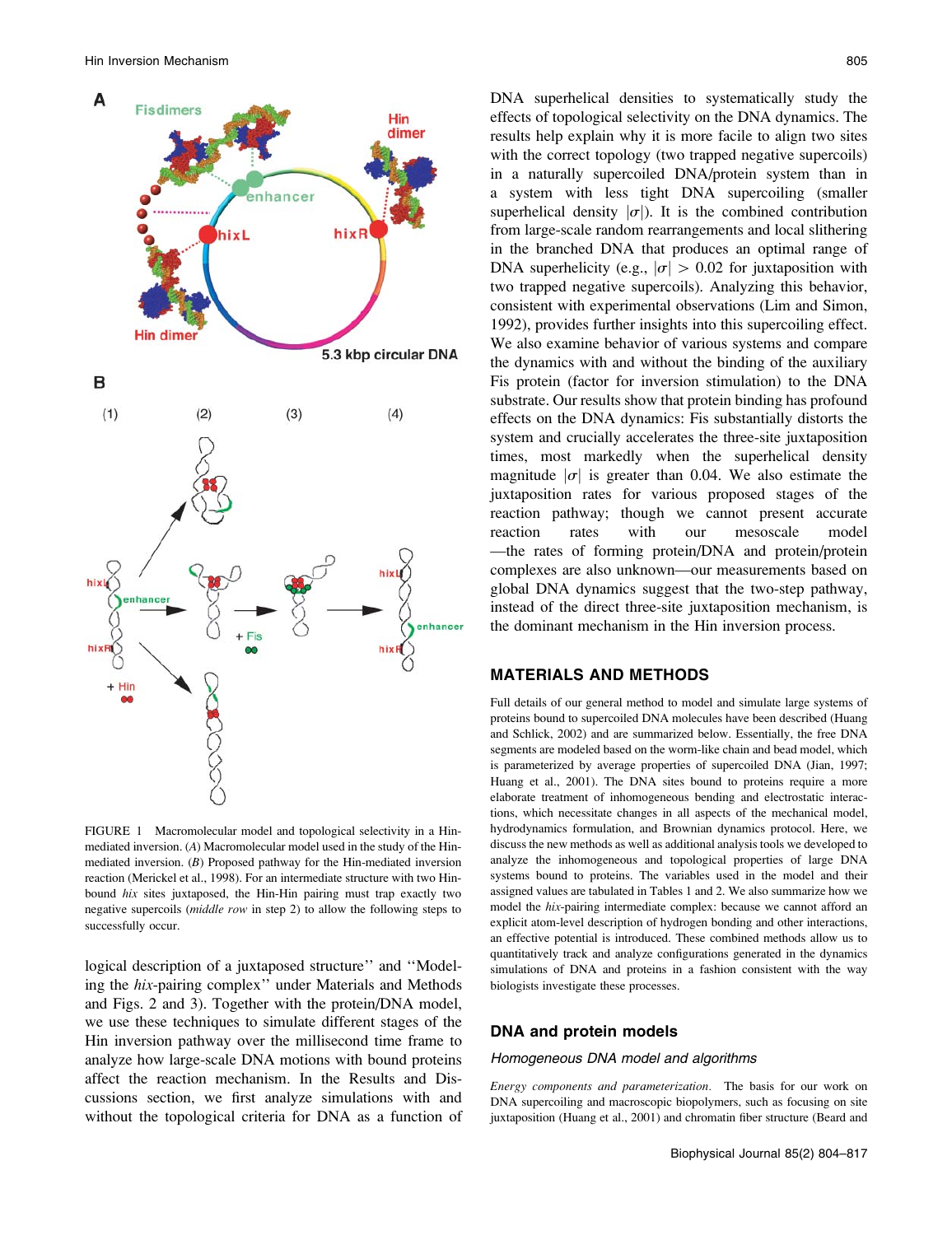FIGURE 1 Macromolecular model and topological selectivity in a Hin-mediated inversion. (*A*) Macromolecular model used in the study of the Hin-mediated inversion. (*B*) Proposed pathway for the Hin-mediated inversion reaction (Merickel et al., 1998). For an intermediate structure with two Hin-bound *hix* sites juxtaposed, the Hin-Hin pairing must trap exactly two negative supercoils (*middle row* in step 2) to allow the following steps to successfully occur.

logical description of a juxtaposed structure'' and ''Modeling the *hix*-pairing complex'' under Materials and Methods and Figs. 2 and 3). Together with the protein/DNA model, we use these techniques to simulate different stages of the Hin inversion pathway over the millisecond time frame to analyze how large-scale DNA motions with bound proteins affect the reaction mechanism. In the Results and Discussions section, we first analyze simulations with and without the topological criteria for DNA as a function of DNA superhelical densities to systematically study the effects of topological selectivity on the DNA dynamics. The results help explain why it is more facile to align two sites with the correct topology (two trapped negative supercoils) in a naturally supercoiled DNA/protein system than in a system with less tight DNA supercoiling (smaller superhelical density $|\sigma|$). It is the combined contribution from large-scale random rearrangements and local slithering in the branched DNA that produces an optimal range of DNA superhelicity (e.g., $|\sigma| > 0.02$ for juxtaposition with two trapped negative supercoils). Analyzing this behavior, consistent with experimental observations (Lim and Simon, 1992), provides further insights into this supercoiling effect. We also examine behavior of various systems and compare the dynamics with and without the binding of the auxiliary Fis protein (factor for inversion stimulation) to the DNA substrate. Our results show that protein binding has profound effects on the DNA dynamics: Fis substantially distorts the system and crucially accelerates the three-site juxtaposition times, most markedly when the superhelical density magnitude $|\sigma|$ is greater than 0.04. We also estimate the juxtaposition rates for various proposed stages of the reaction pathway; though we cannot present accurate reaction rates with our mesoscale model —the rates of forming protein/DNA and protein/protein complexes are also unknown—our measurements based on global DNA dynamics suggest that the two-step pathway, instead of the direct three-site juxtaposition mechanism, is the dominant mechanism in the Hin inversion process.

## MATERIALS AND METHODS

Full details of our general method to model and simulate large systems of proteins bound to supercoiled DNA molecules have been described (Huang and Schlick, 2002) and are summarized below. Essentially, the free DNA segments are modeled based on the worm-like chain and bead model, which is parameterized by average properties of supercoiled DNA (Jian, 1997; Huang et al., 2001). The DNA sites bound to proteins require a more elaborate treatment of inhomogeneous bending and electrostatic interactions, which necessitate changes in all aspects of the mechanical model, hydrodynamics formulation, and Brownian dynamics protocol. Here, we discuss the new methods as well as additional analysis tools we developed to analyze the inhomogeneous and topological properties of large DNA systems bound to proteins. The variables used in the model and their assigned values are tabulated in Tables 1 and 2. We also summarize how we model the *hix*-pairing intermediate complex: because we cannot afford an explicit atom-level description of hydrogen bonding and other interactions, an effective potential is introduced. These combined methods allow us to quantitatively track and analyze configurations generated in the dynamics simulations of DNA and proteins in a fashion consistent with the way biologists investigate these processes.

### DNA and protein models

#### Homogeneous DNA model and algorithms

*Energy components and parameterization.* The basis for our work on DNA supercoiling and macroscopic biopolymers, such as focusing on site juxtaposition (Huang et al., 2001) and chromatin fiber structure (Beard and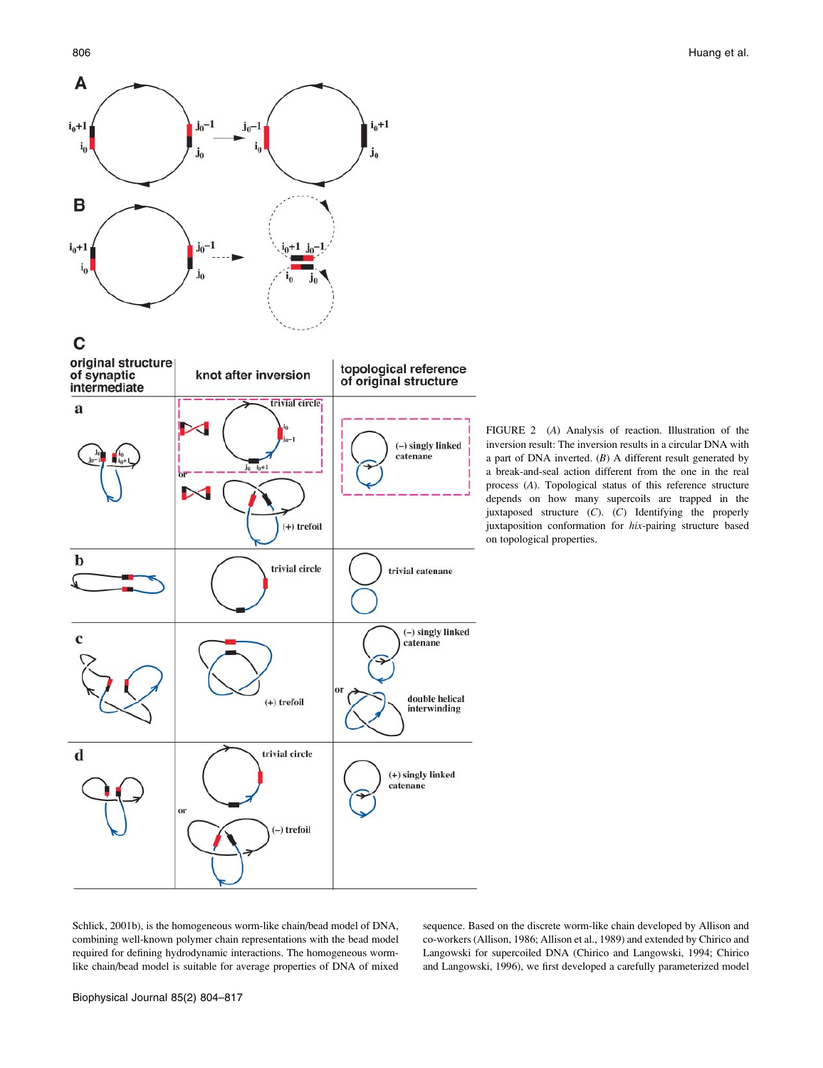FIGURE 2 (*A*) Analysis of reaction. Illustration of the inversion result: The inversion results in a circular DNA with a part of DNA inverted. (*B*) A different result generated by a break-and-seal action different from the one in the real process (*A*). Topological status of this reference structure depends on how many supercoils are trapped in the juxtaposed structure (*C*). (*C*) Identifying the properly juxtaposition conformation for *hix*-pairing structure based on topological properties.

Schlick, 2001b), is the homogeneous worm-like chain/bead model of DNA, combining well-known polymer chain representations with the bead model required for defining hydrodynamic interactions. The homogeneous worm-like chain/bead model is suitable for average properties of DNA of mixed sequence. Based on the discrete worm-like chain developed by Allison and co-workers (Allison, 1986; Allison et al., 1989) and extended by Chirico and Langowski for supercoiled DNA (Chirico and Langowski, 1994; Chirico and Langowski, 1996), we first developed a carefully parameterized model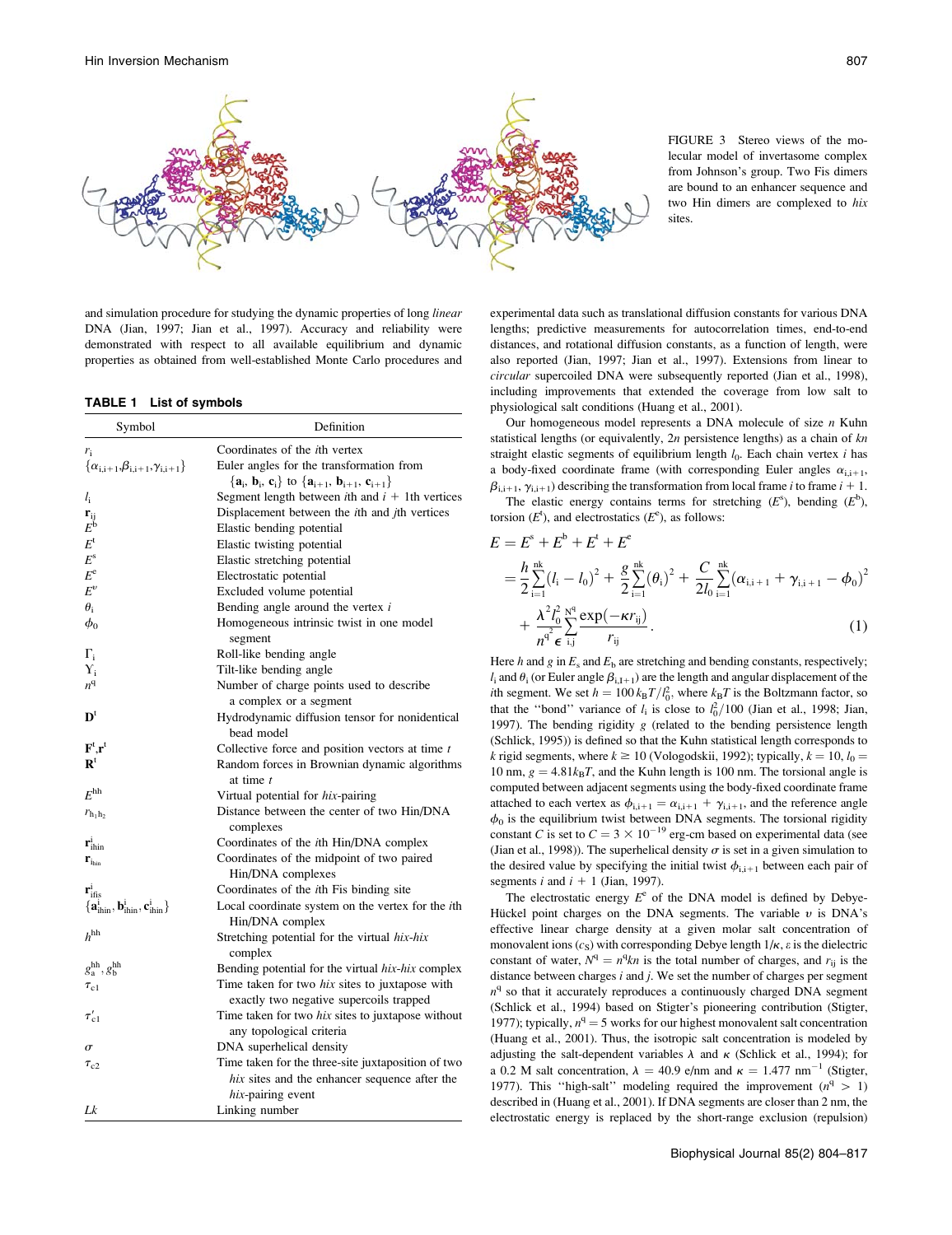FIGURE 3 Stereo views of the molecular model of invertasome complex from Johnson's group. Two Fis dimers are bound to an enhancer sequence and two Hin dimers are complexed to *hix* sites.

and simulation procedure for studying the dynamic properties of long *linear* DNA (Jian, 1997; Jian et al., 1997). Accuracy and reliability were demonstrated with respect to all available equilibrium and dynamic properties as obtained from well-established Monte Carlo procedures and experimental data such as translational diffusion constants for various DNA lengths; predictive measurements for autocorrelation times, end-to-end distances, and rotational diffusion constants, as a function of length, were also reported (Jian, 1997; Jian et al., 1997). Extensions from linear to *circular* supercoiled DNA were subsequently reported (Jian et al., 1998), including improvements that extended the coverage from low salt to physiological salt conditions (Huang et al., 2001).

**TABLE 1 List of symbols**

| Symbol | Definition |
|---|---|
| $r_i$ | Coordinates of the *i*th vertex |
| $\{\alpha_{i,i+1},\beta_{i,i+1},\gamma_{i,i+1}\}$ | Euler angles for the transformation from $\{\mathbf{a}_i, \mathbf{b}_i, \mathbf{c}_i\}$ to $\{\mathbf{a}_{i+1}, \mathbf{b}_{i+1}, \mathbf{c}_{i+1}\}$ |
| $l_i$ | Segment length between *i*th and *i* + 1th vertices |
| $\mathbf{r}_{ij}$ | Displacement between the *i*th and *j*th vertices |
| $E^b$ | Elastic bending potential |
| $E^t$ | Elastic twisting potential |
| $E^s$ | Elastic stretching potential |
| $E^e$ | Electrostatic potential |
| $E^v$ | Excluded volume potential |
| $\theta_i$ | Bending angle around the vertex *i* |
| $\phi_0$ | Homogeneous intrinsic twist in one model segment |
| $\Gamma_i$ | Roll-like bending angle |
| $\Upsilon_i$ | Tilt-like bending angle |
| $n^q$ | Number of charge points used to describe a complex or a segment |
| $\mathbf{D}^t$ | Hydrodynamic diffusion tensor for nonidentical bead model |
| $\mathbf{F}^t,\mathbf{r}^t$ | Collective force and position vectors at time *t* |
| $\mathbf{R}^t$ | Random forces in Brownian dynamic algorithms at time *t* |
| $E^{hh}$ | Virtual potential for *hix*-pairing |
| $r_{h_1h_2}$ | Distance between the center of two Hin/DNA complexes |
| $\mathbf{r}^i_{ihin}$ | Coordinates of the *i*th Hin/DNA complex |
| $\mathbf{r}_{ihin}$ | Coordinates of the midpoint of two paired Hin/DNA complexes |
| $\mathbf{r}^i_{ifis}$ | Coordinates of the *i*th Fis binding site |
| $\{\mathbf{a}^i_{ihin}, \mathbf{b}^i_{ihin}, \mathbf{c}^i_{ihin}\}$ | Local coordinate system on the vertex for the *i*th Hin/DNA complex |
| $h^{hh}$ | Stretching potential for the virtual *hix-hix* complex |
| $g^{hh}_a, g^{hh}_b$ | Bending potential for the virtual *hix-hix* complex |
| $\tau_{c1}$ | Time taken for two *hix* sites to juxtapose with exactly two negative supercoils trapped |
| $\tau'_{c1}$ | Time taken for two *hix* sites to juxtapose without any topological criteria |
| $\sigma$ | DNA superhelical density |
| $\tau_{c2}$ | Time taken for the three-site juxtaposition of two *hix* sites and the enhancer sequence after the *hix*-pairing event |
| $Lk$ | Linking number |

Our homogeneous model represents a DNA molecule of size *n* Kuhn statistical lengths (or equivalently, 2*n* persistence lengths) as a chain of *kn* straight elastic segments of equilibrium length $l_0$. Each chain vertex *i* has a body-fixed coordinate frame (with corresponding Euler angles $\alpha_{i,i+1}$, $\beta_{i,i+1}$, $\gamma_{i,i+1}$) describing the transformation from local frame *i* to frame *i* + 1.

The elastic energy contains terms for stretching ($E^s$), bending ($E^b$), torsion ($E^t$), and electrostatics ($E^e$), as follows:

$$E = E^s + E^b + E^t + E^e = \frac{h}{2}\sum_{i=1}^{nk}(l_i - l_0)^2 + \frac{g}{2}\sum_{i=1}^{nk}(\theta_i)^2 + \frac{C}{2l_0}\sum_{i=1}^{nk}(\alpha_{i,i+1} + \gamma_{i,i+1} - \phi_0)^2 + \frac{\lambda^2 l_0^2}{n^{q^2}\epsilon}\sum_{i,j}^{N^q}\frac{\exp(-\kappa r_{ij})}{r_{ij}}. \tag{1}$$

Here *h* and *g* in $E_s$ and $E_b$ are stretching and bending constants, respectively; $l_i$ and $\theta_i$ (or Euler angle $\beta_{i,I+1}$) are the length and angular displacement of the *i*th segment. We set $h = 100\,k_BT/l_0^2$, where $k_BT$ is the Boltzmann factor, so that the "bond" variance of $l_i$ is close to $l_0^2/100$ (Jian et al., 1998; Jian, 1997). The bending rigidity *g* (related to the bending persistence length (Schlick, 1995)) is defined so that the Kuhn statistical length corresponds to *k* rigid segments, where $k \geq 10$ (Vologodskii, 1992); typically, $k = 10$, $l_0 = 10$ nm, $g = 4.81k_BT$, and the Kuhn length is 100 nm. The torsional angle is computed between adjacent segments using the body-fixed coordinate frame attached to each vertex as $\phi_{i,i+1} = \alpha_{i,i+1} + \gamma_{i,i+1}$, and the reference angle $\phi_0$ is the equilibrium twist between DNA segments. The torsional rigidity constant *C* is set to $C = 3 \times 10^{-19}$ erg-cm based on experimental data (see (Jian et al., 1998)). The superhelical density $\sigma$ is set in a given simulation to the desired value by specifying the initial twist $\phi_{i,i+1}$ between each pair of segments *i* and *i* + 1 (Jian, 1997).

The electrostatic energy $E^e$ of the DNA model is defined by Debye-Hückel point charges on the DNA segments. The variable $\upsilon$ is DNA's effective linear charge density at a given molar salt concentration of monovalent ions ($c_S$) with corresponding Debye length $1/\kappa$, $\varepsilon$ is the dielectric constant of water, $N^q = n^q kn$ is the total number of charges, and $r_{ij}$ is the distance between charges *i* and *j*. We set the number of charges per segment $n^q$ so that it accurately reproduces a continuously charged DNA segment (Schlick et al., 1994) based on Stigter's pioneering contribution (Stigter, 1977); typically, $n^q = 5$ works for our highest monovalent salt concentration (Huang et al., 2001). Thus, the isotropic salt concentration is modeled by adjusting the salt-dependent variables $\lambda$ and $\kappa$ (Schlick et al., 1994); for a 0.2 M salt concentration, $\lambda = 40.9$ e/nm and $\kappa = 1.477$ nm$^{-1}$ (Stigter, 1977). This "high-salt" modeling required the improvement ($n^q > 1$) described in (Huang et al., 2001). If DNA segments are closer than 2 nm, the electrostatic energy is replaced by the short-range exclusion (repulsion)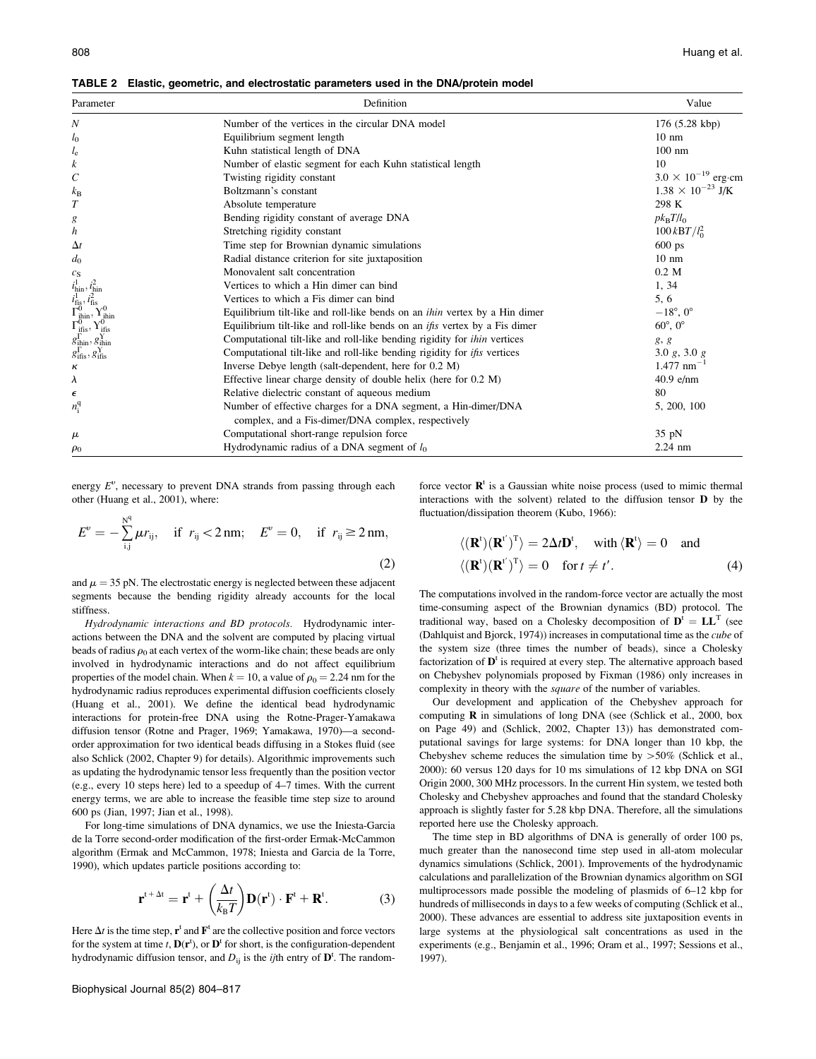**TABLE 2 Elastic, geometric, and electrostatic parameters used in the DNA/protein model**

| Parameter | Definition | Value |
|---|---|---|
| $N$ | Number of the vertices in the circular DNA model | 176 (5.28 kbp) |
| $l_0$ | Equilibrium segment length | 10 nm |
| $l_e$ | Kuhn statistical length of DNA | 100 nm |
| $k$ | Number of elastic segment for each Kuhn statistical length | 10 |
| $C$ | Twisting rigidity constant | $3.0 \times 10^{-19}$ erg·cm |
| $k_B$ | Boltzmann's constant | $1.38 \times 10^{-23}$ J/K |
| $T$ | Absolute temperature | 298 K |
| $g$ | Bending rigidity constant of average DNA | $pk_BT/l_0$ |
| $h$ | Stretching rigidity constant | $100\,kBT/l_0^2$ |
| $\Delta t$ | Time step for Brownian dynamic simulations | 600 ps |
| $d_0$ | Radial distance criterion for site juxtaposition | 10 nm |
| $c_S$ | Monovalent salt concentration | 0.2 M |
| $i^1_{hin}, i^2_{hin}$ | Vertices to which a Hin dimer can bind | 1, 34 |
| $i^1_{fis}, i^2_{fis}$ | Vertices to which a Fis dimer can bind | 5, 6 |
| $\Gamma^0_{ihin}, \Upsilon^0_{ihin}$ | Equilibrium tilt-like and roll-like bends on an *ihin* vertex by a Hin dimer | $-18°$, $0°$ |
| $\Gamma^0_{ifis}, \Upsilon^0_{ifis}$ | Equilibrium tilt-like and roll-like bends on an *ifis* vertex by a Fis dimer | $60°$, $0°$ |
| $g^\Gamma_{ihin}, g^\Upsilon_{ihin}$ | Computational tilt-like and roll-like bending rigidity for *ihin* vertices | $g$, $g$ |
| $g^\Gamma_{ifis}, g^\Upsilon_{ifis}$ | Computational tilt-like and roll-like bending rigidity for *ifis* vertices | 3.0 $g$, 3.0 $g$ |
| $\kappa$ | Inverse Debye length (salt-dependent, here for 0.2 M) | 1.477 $\text{nm}^{-1}$ |
| $\lambda$ | Effective linear charge density of double helix (here for 0.2 M) | 40.9 e/nm |
| $\epsilon$ | Relative dielectric constant of aqueous medium | 80 |
| $n^q_i$ | Number of effective charges for a DNA segment, a Hin-dimer/DNA complex, and a Fis-dimer/DNA complex, respectively | 5, 200, 100 |
| $\mu$ | Computational short-range repulsion force | 35 pN |
| $\rho_0$ | Hydrodynamic radius of a DNA segment of $l_0$ | 2.24 nm |

energy $E^v$, necessary to prevent DNA strands from passing through each other (Huang et al., 2001), where:

$$E^v = -\sum_{i,j}^{N^q} \mu r_{ij}, \quad \text{if } r_{ij} < 2\,\text{nm}; \quad E^v = 0, \quad \text{if } r_{ij} \geq 2\,\text{nm}, \tag{2}$$

and $\mu = 35$ pN. The electrostatic energy is neglected between these adjacent segments because the bending rigidity already accounts for the local stiffness.

*Hydrodynamic interactions and BD protocols.* Hydrodynamic interactions between the DNA and the solvent are computed by placing virtual beads of radius $\rho_0$ at each vertex of the worm-like chain; these beads are only involved in hydrodynamic interactions and do not affect equilibrium properties of the model chain. When $k = 10$, a value of $\rho_0 = 2.24$ nm for the hydrodynamic radius reproduces experimental diffusion coefficients closely (Huang et al., 2001). We define the identical bead hydrodynamic interactions for protein-free DNA using the Rotne-Prager-Yamakawa diffusion tensor (Rotne and Prager, 1969; Yamakawa, 1970)—a second-order approximation for two identical beads diffusing in a Stokes fluid (see also Schlick (2002, Chapter 9) for details). Algorithmic improvements such as updating the hydrodynamic tensor less frequently than the position vector (e.g., every 10 steps here) led to a speedup of 4–7 times. With the current energy terms, we are able to increase the feasible time step size to around 600 ps (Jian, 1997; Jian et al., 1998).

For long-time simulations of DNA dynamics, we use the Iniesta-Garcia de la Torre second-order modification of the first-order Ermak-McCammon algorithm (Ermak and McCammon, 1978; Iniesta and Garcia de la Torre, 1990), which updates particle positions according to:

$$\mathbf{r}^{t+\Delta t} = \mathbf{r}^t + \left(\frac{\Delta t}{k_B T}\right)\mathbf{D}(\mathbf{r}^t) \cdot \mathbf{F}^t + \mathbf{R}^t. \tag{3}$$

Here $\Delta t$ is the time step, $\mathbf{r}^t$ and $\mathbf{F}^t$ are the collective position and force vectors for the system at time $t$, $\mathbf{D}(\mathbf{r}^t)$, or $\mathbf{D}^t$ for short, is the configuration-dependent hydrodynamic diffusion tensor, and $D_{ij}$ is the $ij$th entry of $\mathbf{D}^t$. The random-force vector $\mathbf{R}^t$ is a Gaussian white noise process (used to mimic thermal interactions with the solvent) related to the diffusion tensor $\mathbf{D}$ by the fluctuation/dissipation theorem (Kubo, 1966):

$$\langle(\mathbf{R}^t)(\mathbf{R}^{t'})^T\rangle = 2\Delta t\mathbf{D}^t, \quad \text{with } \langle\mathbf{R}^t\rangle = 0 \quad \text{and}$$
$$\langle(\mathbf{R}^t)(\mathbf{R}^{t'})^T\rangle = 0 \quad \text{for } t \neq t'. \tag{4}$$

The computations involved in the random-force vector are actually the most time-consuming aspect of the Brownian dynamics (BD) protocol. The traditional way, based on a Cholesky decomposition of $\mathbf{D}^t = \mathbf{L}\mathbf{L}^T$ (see (Dahlquist and Bjorck, 1974)) increases in computational time as the *cube* of the system size (three times the number of beads), since a Cholesky factorization of $\mathbf{D}^t$ is required at every step. The alternative approach based on Chebyshev polynomials proposed by Fixman (1986) only increases in complexity in theory with the *square* of the number of variables.

Our development and application of the Chebyshev approach for computing $\mathbf{R}$ in simulations of long DNA (see (Schlick et al., 2000, box on Page 49) and (Schlick, 2002, Chapter 13)) has demonstrated computational savings for large systems: for DNA longer than 10 kbp, the Chebyshev scheme reduces the simulation time by >50% (Schlick et al., 2000): 60 versus 120 days for 10 ms simulations of 12 kbp DNA on SGI Origin 2000, 300 MHz processors. In the current Hin system, we tested both Cholesky and Chebyshev approaches and found that the standard Cholesky approach is slightly faster for 5.28 kbp DNA. Therefore, all the simulations reported here use the Cholesky approach.

The time step in BD algorithms of DNA is generally of order 100 ps, much greater than the nanosecond time step used in all-atom molecular dynamics simulations (Schlick, 2001). Improvements of the hydrodynamic calculations and parallelization of the Brownian dynamics algorithm on SGI multiprocessors made possible the modeling of plasmids of 6–12 kbp for hundreds of milliseconds in days to a few weeks of computing (Schlick et al., 2000). These advances are essential to address site juxtaposition events in large systems at the physiological salt concentrations as used in the experiments (e.g., Benjamin et al., 1996; Oram et al., 1997; Sessions et al., 1997).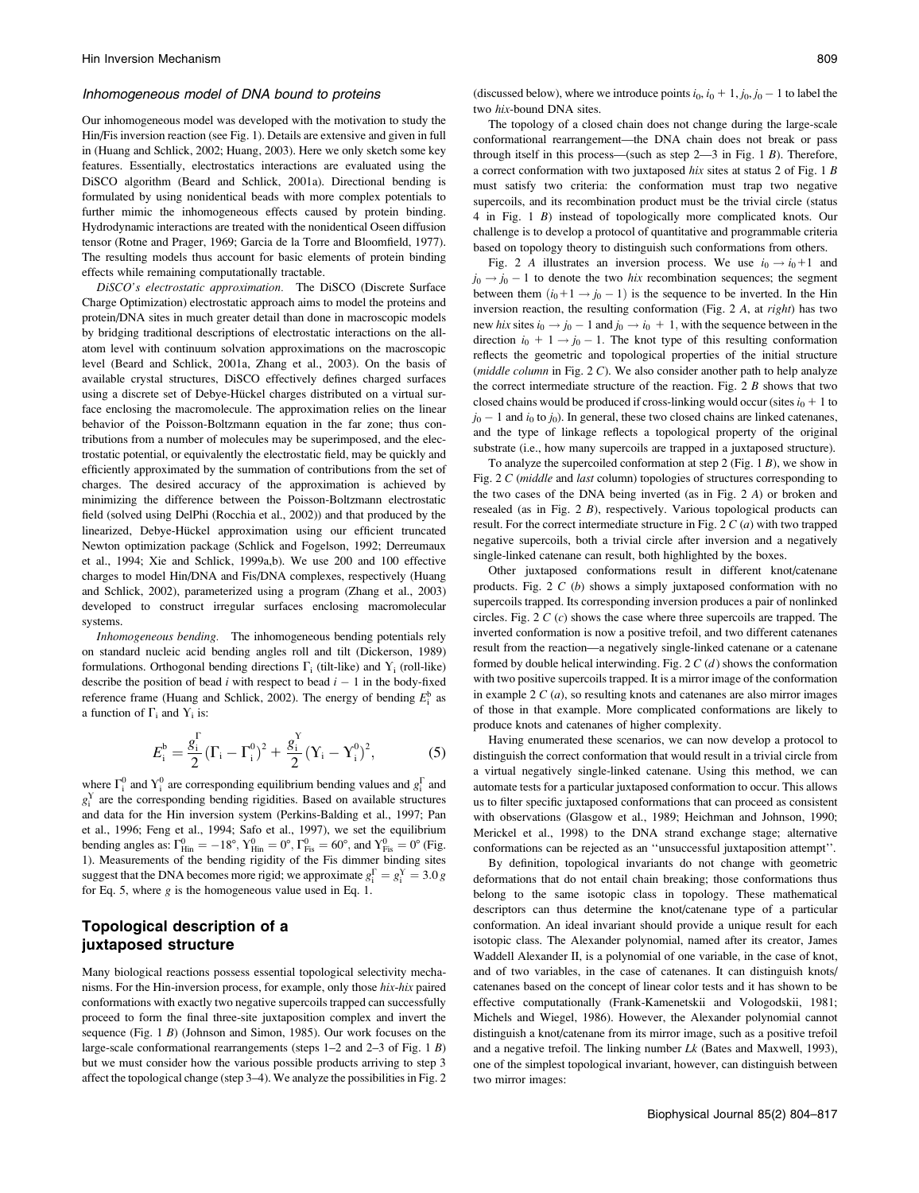### Inhomogeneous model of DNA bound to proteins

Our inhomogeneous model was developed with the motivation to study the Hin/Fis inversion reaction (see Fig. 1). Details are extensive and given in full in (Huang and Schlick, 2002; Huang, 2003). Here we only sketch some key features. Essentially, electrostatics interactions are evaluated using the DiSCO algorithm (Beard and Schlick, 2001a). Directional bending is formulated by using nonidentical beads with more complex potentials to further mimic the inhomogeneous effects caused by protein binding. Hydrodynamic interactions are treated with the nonidentical Oseen diffusion tensor (Rotne and Prager, 1969; Garcia de la Torre and Bloomfield, 1977). The resulting models thus account for basic elements of protein binding effects while remaining computationally tractable.

*DiSCO's electrostatic approximation.* The DiSCO (Discrete Surface Charge Optimization) electrostatic approach aims to model the proteins and protein/DNA sites in much greater detail than done in macroscopic models by bridging traditional descriptions of electrostatic interactions on the all-atom level with continuum solvation approximations on the macroscopic level (Beard and Schlick, 2001a, Zhang et al., 2003). On the basis of available crystal structures, DiSCO effectively defines charged surfaces using a discrete set of Debye-Hückel charges distributed on a virtual surface enclosing the macromolecule. The approximation relies on the linear behavior of the Poisson-Boltzmann equation in the far zone; thus contributions from a number of molecules may be superimposed, and the electrostatic potential, or equivalently the electrostatic field, may be quickly and efficiently approximated by the summation of contributions from the set of charges. The desired accuracy of the approximation is achieved by minimizing the difference between the Poisson-Boltzmann electrostatic field (solved using DelPhi (Rocchia et al., 2002)) and that produced by the linearized, Debye-Hückel approximation using our efficient truncated Newton optimization package (Schlick and Fogelson, 1992; Derreumaux et al., 1994; Xie and Schlick, 1999a,b). We use 200 and 100 effective charges to model Hin/DNA and Fis/DNA complexes, respectively (Huang and Schlick, 2002), parameterized using a program (Zhang et al., 2003) developed to construct irregular surfaces enclosing macromolecular systems.

*Inhomogeneous bending.* The inhomogeneous bending potentials rely on standard nucleic acid bending angles roll and tilt (Dickerson, 1989) formulations. Orthogonal bending directions $\Gamma_i$ (tilt-like) and $\Upsilon_i$ (roll-like) describe the position of bead $i$ with respect to bead $i-1$ in the body-fixed reference frame (Huang and Schlick, 2002). The energy of bending $E_i^b$ as a function of $\Gamma_i$ and $\Upsilon_i$ is:

$$E_i^b = \frac{g_i^{\Gamma}}{2}(\Gamma_i - \Gamma_i^0)^2 + \frac{g_i^{\Upsilon}}{2}(\Upsilon_i - \Upsilon_i^0)^2, \tag{5}$$

where $\Gamma_i^0$ and $\Upsilon_i^0$ are corresponding equilibrium bending values and $g_i^{\Gamma}$ and $g_i^{\Upsilon}$ are the corresponding bending rigidities. Based on available structures and data for the Hin inversion system (Perkins-Balding et al., 1997; Pan et al., 1996; Feng et al., 1994; Safo et al., 1997), we set the equilibrium bending angles as: $\Gamma_{Hin}^0 = -18°$, $\Upsilon_{Hin}^0 = 0°$, $\Gamma_{Fis}^0 = 60°$, and $\Upsilon_{Fis}^0 = 0°$ (Fig. 1). Measurements of the bending rigidity of the Fis dimmer binding sites suggest that the DNA becomes more rigid; we approximate $g_i^{\Gamma} = g_i^{\Upsilon} = 3.0\,g$ for Eq. 5, where $g$ is the homogeneous value used in Eq. 1.

## Topological description of a juxtaposed structure

Many biological reactions possess essential topological selectivity mechanisms. For the Hin-inversion process, for example, only those *hix-hix* paired conformations with exactly two negative supercoils trapped can successfully proceed to form the final three-site juxtaposition complex and invert the sequence (Fig. 1 *B*) (Johnson and Simon, 1985). Our work focuses on the large-scale conformational rearrangements (steps 1–2 and 2–3 of Fig. 1 *B*) but we must consider how the various possible products arriving to step 3 affect the topological change (step 3–4). We analyze the possibilities in Fig. 2 (discussed below), where we introduce points $i_0, i_0+1, j_0, j_0-1$ to label the two *hix*-bound DNA sites.

The topology of a closed chain does not change during the large-scale conformational rearrangement—the DNA chain does not break or pass through itself in this process—(such as step 2—3 in Fig. 1 *B*). Therefore, a correct conformation with two juxtaposed *hix* sites at status 2 of Fig. 1 *B* must satisfy two criteria: the conformation must trap two negative supercoils, and its recombination product must be the trivial circle (status 4 in Fig. 1 *B*) instead of topologically more complicated knots. Our challenge is to develop a protocol of quantitative and programmable criteria based on topology theory to distinguish such conformations from others.

Fig. 2 *A* illustrates an inversion process. We use $i_0 \rightarrow i_0+1$ and $j_0 \rightarrow j_0-1$ to denote the two *hix* recombination sequences; the segment between them $(i_0+1 \rightarrow j_0-1)$ is the sequence to be inverted. In the Hin inversion reaction, the resulting conformation (Fig. 2 *A*, at *right*) has two new *hix* sites $i_0 \rightarrow j_0-1$ and $j_0 \rightarrow i_0+1$, with the sequence between in the direction $i_0+1 \rightarrow j_0-1$. The knot type of this resulting conformation reflects the geometric and topological properties of the initial structure (*middle column* in Fig. 2 *C*). We also consider another path to help analyze the correct intermediate structure of the reaction. Fig. 2 *B* shows that two closed chains would be produced if cross-linking would occur (sites $i_0+1$ to $j_0-1$ and $i_0$ to $j_0$). In general, these two closed chains are linked catenanes, and the type of linkage reflects a topological property of the original substrate (i.e., how many supercoils are trapped in a juxtaposed structure).

To analyze the supercoiled conformation at step 2 (Fig. 1 *B*), we show in Fig. 2 *C* (*middle* and *last* column) topologies of structures corresponding to the two cases of the DNA being inverted (as in Fig. 2 *A*) or broken and resealed (as in Fig. 2 *B*), respectively. Various topological products can result. For the correct intermediate structure in Fig. 2 *C* (*a*) with two trapped negative supercoils, both a trivial circle after inversion and a negatively single-linked catenane can result, both highlighted by the boxes.

Other juxtaposed conformations result in different knot/catenane products. Fig. 2 *C* (*b*) shows a simply juxtaposed conformation with no supercoils trapped. Its corresponding inversion produces a pair of nonlinked circles. Fig. 2 *C* (*c*) shows the case where three supercoils are trapped. The inverted conformation is now a positive trefoil, and two different catenanes result from the reaction—a negatively single-linked catenane or a catenane formed by double helical interwinding. Fig. 2 *C* (*d*) shows the conformation with two positive supercoils trapped. It is a mirror image of the conformation in example 2 *C* (*a*), so resulting knots and catenanes are also mirror images of those in that example. More complicated conformations are likely to produce knots and catenanes of higher complexity.

Having enumerated these scenarios, we can now develop a protocol to distinguish the correct conformation that would result in a trivial circle from a virtual negatively single-linked catenane. Using this method, we can automate tests for a particular juxtaposed conformation to occur. This allows us to filter specific juxtaposed conformations that can proceed as consistent with observations (Glasgow et al., 1989; Heichman and Johnson, 1990; Merickel et al., 1998) to the DNA strand exchange stage; alternative conformations can be rejected as an ''unsuccessful juxtaposition attempt''.

By definition, topological invariants do not change with geometric deformations that do not entail chain breaking; those conformations thus belong to the same isotopic class in topology. These mathematical descriptors can thus determine the knot/catenane type of a particular conformation. An ideal invariant should provide a unique result for each isotopic class. The Alexander polynomial, named after its creator, James Waddell Alexander II, is a polynomial of one variable, in the case of knot, and of two variables, in the case of catenanes. It can distinguish knots/catenanes based on the concept of linear color tests and it has shown to be effective computationally (Frank-Kamenetskii and Vologodskii, 1981; Michels and Wiegel, 1986). However, the Alexander polynomial cannot distinguish a knot/catenan from its mirror image, such as a positive trefoil and a negative trefoil. The linking number $Lk$ (Bates and Maxwell, 1993), one of the simplest topological invariant, however, can distinguish between two mirror images: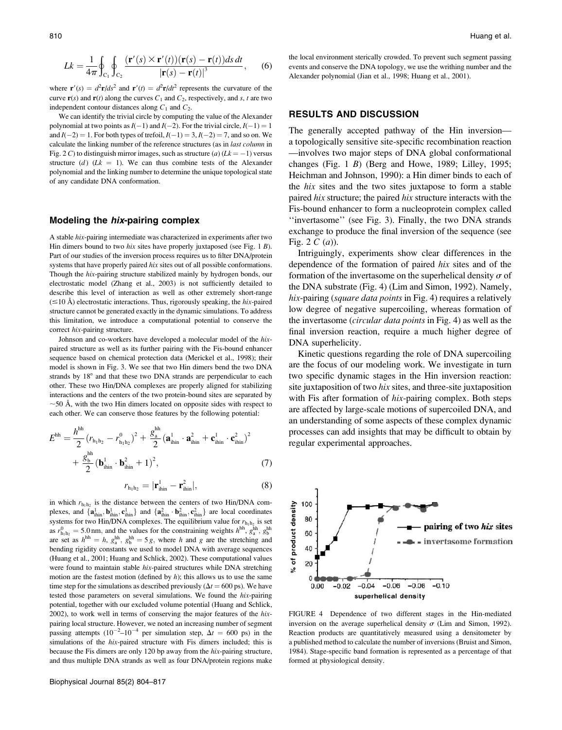$$
Lk = \frac{1}{4\pi} \oint_{C_1} \oint_{C_2} \frac{(\mathbf{r}'(s) \times \mathbf{r}'(t))(\mathbf{r}(s) - \mathbf{r}(t)) ds\, dt}{|\mathbf{r}(s) - \mathbf{r}(t)|^3}, \qquad (6)
$$

where $\mathbf{r}'(s) = d^2\mathbf{r}/ds^2$ and $\mathbf{r}'(t) = d^2\mathbf{r}/dt^2$ represents the curvature of the curve $\mathbf{r}(s)$ and $\mathbf{r}(t)$ along the curves $C_1$ and $C_2$, respectively, and $s$, $t$ are two independent contour distances along $C_1$ and $C_2$.

We can identify the trivial circle by computing the value of the Alexander polynomial at two points as $I(-1)$ and $I(-2)$. For the trivial circle, $I(-1) = 1$ and $I(-2) = 1$. For both types of trefoil, $I(-1) = 3$, $I(-2) = 7$, and so on. We calculate the linking number of the reference structures (as in *last column* in Fig. 2 *C*) to distinguish mirror images, such as structure (*a*) ($Lk = -1$) versus structure (*d*) ($Lk = 1$). We can thus combine tests of the Alexander polynomial and the linking number to determine the unique topological state of any candidate DNA conformation.

### Modeling the *hix*-pairing complex

A stable *hix*-pairing intermediate was characterized in experiments after two Hin dimers bound to two *hix* sites have properly juxtaposed (see Fig. 1 *B*). Part of our studies of the inversion process requires us to filter DNA/protein systems that have properly paired *hix* sites out of all possible conformations. Though the *hix*-pairing structure stabilized mainly by hydrogen bonds, our electrostatic model (Zhang et al., 2003) is not sufficiently detailed to describe this level of interaction as well as other extremely short-range ($\leq$10 Å) electrostatic interactions. Thus, rigorously speaking, the *hix*-paired structure cannot be generated exactly in the dynamic simulations. To address this limitation, we introduce a computational potential to conserve the correct *hix*-pairing structure.

Johnson and co-workers have developed a molecular model of the *hix*-paired structure as well as its further pairing with the Fis-bound enhancer sequence based on chemical protection data (Merickel et al., 1998); their model is shown in Fig. 3. We see that two Hin dimers bend the two DNA strands by 18° and that these two DNA strands are perpendicular to each other. These two Hin/DNA complexes are properly aligned for stabilizing interactions and the centers of the two protein-bound sites are separated by ~50 Å, with the two Hin dimers located on opposite sides with respect to each other. We can conserve those features by the following potential:

$$
E^{\mathrm{hh}} = \frac{h^{\mathrm{hh}}}{2}(r_{\mathrm{h_1h_2}} - r^0_{\mathrm{h_1h_2}})^2 + \frac{g^{\mathrm{hh}}_{\mathrm{a}}}{2}(\mathbf{a}^1_{\mathrm{ihin}} \cdot \mathbf{a}^2_{\mathrm{ihin}} + \mathbf{c}^1_{\mathrm{ihin}} \cdot \mathbf{c}^2_{\mathrm{ihin}})^2 + \frac{g^{\mathrm{hh}}_{\mathrm{b}}}{2}(\mathbf{b}^1_{\mathrm{ihin}} \cdot \mathbf{b}^2_{\mathrm{ihin}} + 1)^2, \qquad (7)
$$

$$
r_{\mathrm{h_1h_2}} = |\mathbf{r}^1_{\mathrm{ihin}} - \mathbf{r}^2_{\mathrm{ihin}}|, \qquad (8)
$$

in which $r_{\mathrm{h_1h_2}}$ is the distance between the centers of two Hin/DNA complexes, and $\{\mathbf{a}^1_{\mathrm{ihin}}, \mathbf{b}^1_{\mathrm{ihin}}, \mathbf{c}^1_{\mathrm{ihin}}\}$ and $\{\mathbf{a}^2_{\mathrm{ihin}} \cdot \mathbf{b}^2_{\mathrm{ihin}}, \mathbf{c}^2_{\mathrm{ihin}}\}$ are local coordinates systems for two Hin/DNA complexes. The equilibrium value for $r_{\mathrm{h_1h_2}}$ is set as $r^0_{\mathrm{h_1h_2}} = 5.0$ nm, and the values for the constraining weights $h^{\mathrm{hh}}$, $g^{\mathrm{hh}}_{\mathrm{a}}$, $g^{\mathrm{hh}}_{\mathrm{b}}$ are set as $h^{\mathrm{hh}} = h$, $g^{\mathrm{hh}}_{\mathrm{a}}$, $g^{\mathrm{hh}}_{\mathrm{b}} = 5\,g$, where $h$ and $g$ are the stretching and bending rigidity constants we used to model DNA with average sequences (Huang et al., 2001; Huang and Schlick, 2002). These computational values were found to maintain stable *hix*-paired structures while DNA stretching motion are the fastest motion (defined by $h$); this allows us to use the same time step for the simulations as described previously ($\Delta t = 600$ ps). We have tested those parameters on several simulations. We found the *hix*-pairing potential, together with our excluded volume potential (Huang and Schlick, 2002), to work well in terms of conserving the major features of the *hix*-pairing local structure. However, we noted an increasing number of segment passing attempts ($10^{-2}$–$10^{-4}$ per simulation step, $\Delta t = 600$ ps) in the simulations of the *hix*-paired structure with Fis dimers included; this is because the Fis dimers are only 120 bp away from the *hix*-pairing structure, and thus multiple DNA strands as well as four DNA/protein regions make the local environment sterically crowded. To prevent such segment passing events and conserve the DNA topology, we use the writhing number and the Alexander polynomial (Jian et al., 1998; Huang et al., 2001).

## RESULTS AND DISCUSSION

The generally accepted pathway of the Hin inversion—a topologically sensitive site-specific recombination reaction—involves two major steps of DNA global conformational changes (Fig. 1 *B*) (Berg and Howe, 1989; Lilley, 1995; Heichman and Johnson, 1990): a Hin dimer binds to each of the *hix* sites and the two sites juxtapose to form a stable paired *hix* structure; the paired *hix* structure interacts with the Fis-bound enhancer to form a nucleoprotein complex called "invertasome" (see Fig. 3). Finally, the two DNA strands exchange to produce the final inversion of the sequence (see Fig. 2 *C* (*a*)).

Intriguingly, experiments show clear differences in the dependence of the formation of paired *hix* sites and of the formation of the invertasome on the superhelical density $\sigma$ of the DNA substrate (Fig. 4) (Lim and Simon, 1992). Namely, *hix*-pairing (*square data points* in Fig. 4) requires a relatively low degree of negative supercoiling, whereas formation of the invertasome (*circular data points* in Fig. 4) as well as the final inversion reaction, require a much higher degree of DNA superhelicity.

Kinetic questions regarding the role of DNA supercoiling are the focus of our modeling work. We investigate in turn two specific dynamic stages in the Hin inversion reaction: site juxtaposition of two *hix* sites, and three-site juxtaposition with Fis after formation of *hix*-pairing complex. Both steps are affected by large-scale motions of supercoiled DNA, and an understanding of some aspects of these complex dynamic processes can add insights that may be difficult to obtain by regular experimental approaches.

FIGURE 4 Dependence of two different stages in the Hin-mediated inversion on the average superhelical density $\sigma$ (Lim and Simon, 1992). Reaction products are quantitatively measured using a densitometer by a published method to calculate the number of inversions (Bruist and Simon, 1984). Stage-specific band formation is represented as a percentage of that formed at physiological density.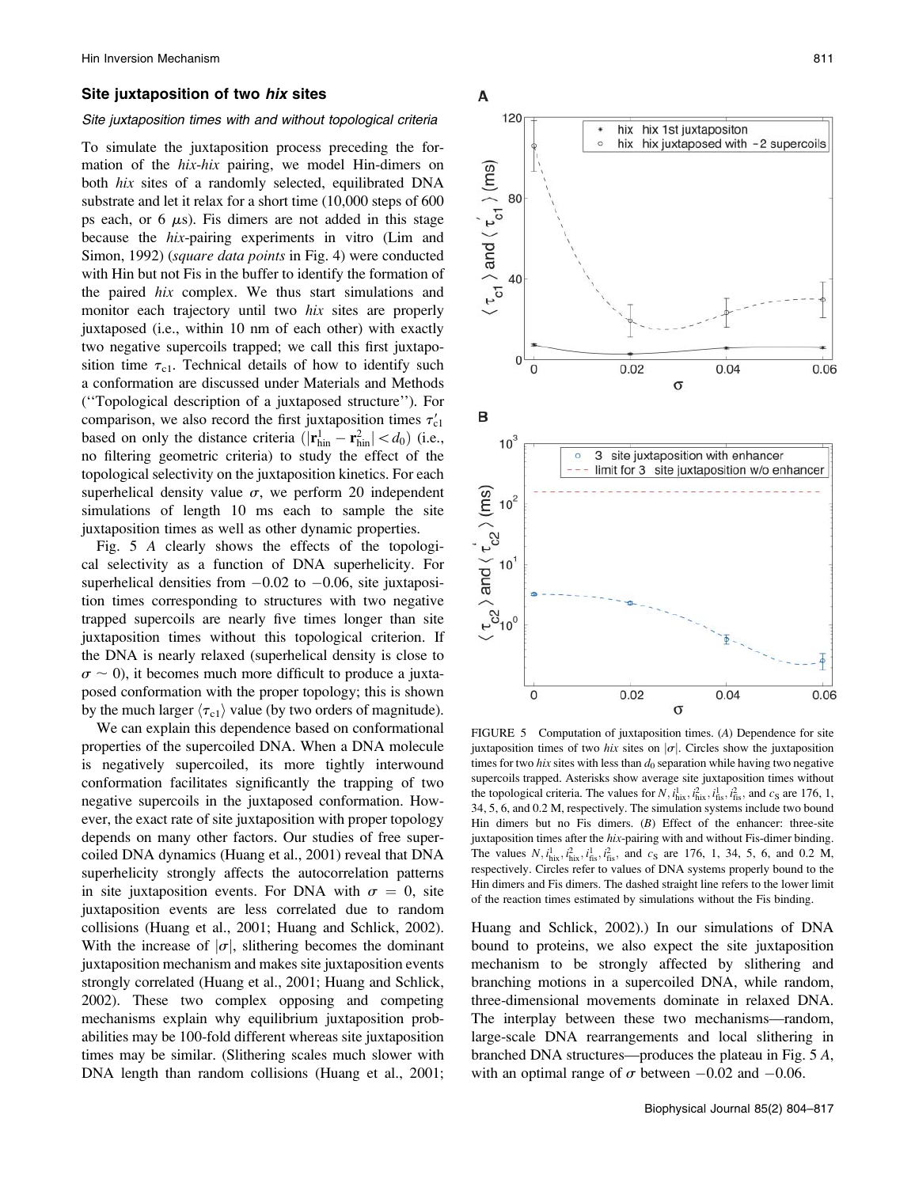### Site juxtaposition of two *hix* sites

#### *Site juxtaposition times with and without topological criteria*

To simulate the juxtaposition process preceding the formation of the *hix-hix* pairing, we model Hin-dimers on both *hix* sites of a randomly selected, equilibrated DNA substrate and let it relax for a short time (10,000 steps of 600 ps each, or 6 $\mu$s). Fis dimers are not added in this stage because the *hix*-pairing experiments in vitro (Lim and Simon, 1992) (*square data points* in Fig. 4) were conducted with Hin but not Fis in the buffer to identify the formation of the paired *hix* complex. We thus start simulations and monitor each trajectory until two *hix* sites are properly juxtaposed (i.e., within 10 nm of each other) with exactly two negative supercoils trapped; we call this first juxtaposition time $\tau_{c1}$. Technical details of how to identify such a conformation are discussed under Materials and Methods (''Topological description of a juxtaposed structure''). For comparison, we also record the first juxtaposition times $\tau'_{c1}$ based on only the distance criteria ($|\mathbf{r}^1_{\text{hin}} - \mathbf{r}^2_{\text{hin}}| < d_0$) (i.e., no filtering geometric criteria) to study the effect of the topological selectivity on the juxtaposition kinetics. For each superhelical density value $\sigma$, we perform 20 independent simulations of length 10 ms each to sample the site juxtaposition times as well as other dynamic properties.

Fig. 5 *A* clearly shows the effects of the topological selectivity as a function of DNA superhelicity. For superhelical densities from $-0.02$ to $-0.06$, site juxtaposition times corresponding to structures with two negative trapped supercoils are nearly five times longer than site juxtaposition times without this topological criterion. If the DNA is nearly relaxed (superhelical density is close to $\sigma \sim 0$), it becomes much more difficult to produce a juxtaposed conformation with the proper topology; this is shown by the much larger $\langle \tau_{c1} \rangle$ value (by two orders of magnitude).

We can explain this dependence based on conformational properties of the supercoiled DNA. When a DNA molecule is negatively supercoiled, its more tightly interwound conformation facilitates significantly the trapping of two negative supercoils in the juxtaposed conformation. However, the exact rate of site juxtaposition with proper topology depends on many other factors. Our studies of free supercoiled DNA dynamics (Huang et al., 2001) reveal that DNA superhelicity strongly affects the autocorrelation patterns in site juxtaposition events. For DNA with $\sigma = 0$, site juxtaposition events are less correlated due to random collisions (Huang et al., 2001; Huang and Schlick, 2002). With the increase of $|\sigma|$, slithering becomes the dominant juxtaposition mechanism and makes site juxtaposition events strongly correlated (Huang et al., 2001; Huang and Schlick, 2002). These two complex opposing and competing mechanisms explain why equilibrium juxtaposition probabilities may be 100-fold different whereas site juxtaposition times may be similar. (Slithering scales much slower with DNA length than random collisions (Huang et al., 2001; Huang and Schlick, 2002).) In our simulations of DNA bound to proteins, we also expect the site juxtaposition mechanism to be strongly affected by slithering and branching motions in a supercoiled DNA, while random, three-dimensional movements dominate in relaxed DNA. The interplay between these two mechanisms—random, large-scale DNA rearrangements and local slithering in branched DNA structures—produces the plateau in Fig. 5 *A*, with an optimal range of $\sigma$ between $-0.02$ and $-0.06$.

FIGURE 5 Computation of juxtaposition times. (*A*) Dependence for site juxtaposition times of two *hix* sites on $|\sigma|$. Circles show the juxtaposition times for two *hix* sites with less than $d_0$ separation while having two negative supercoils trapped. Asterisks show average site juxtaposition times without the topological criteria. The values for $N, i^1_{\text{hix}}, i^2_{\text{hix}}, i^1_{\text{fis}}, i^2_{\text{fis}}$, and $c_S$ are 176, 1, 34, 5, 6, and 0.2 M, respectively. The simulation systems include two bound Hin dimers but no Fis dimers. (*B*) Effect of the enhancer: three-site juxtaposition times after the *hix*-pairing with and without Fis-dimer binding. The values $N, i^1_{\text{hix}}, i^2_{\text{hix}}, i^1_{\text{fis}}, i^2_{\text{fis}}$, and $c_S$ are 176, 1, 34, 5, 6, and 0.2 M, respectively. Circles refer to values of DNA systems properly bound to the Hin dimers and Fis dimers. The dashed straight line refers to the lower limit of the reaction times estimated by simulations without the Fis binding.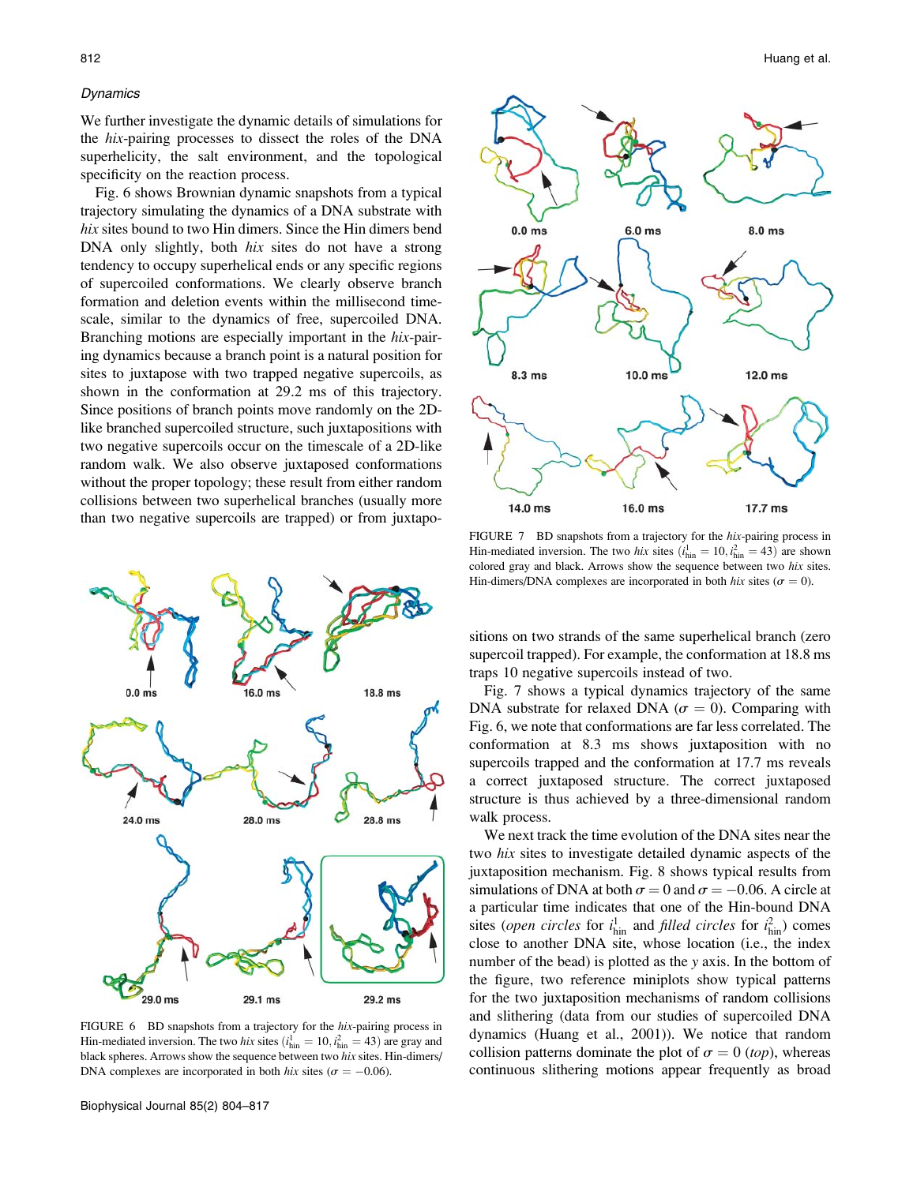*Dynamics*

We further investigate the dynamic details of simulations for the *hix*-pairing processes to dissect the roles of the DNA superhelicity, the salt environment, and the topological specificity on the reaction process.

Fig. 6 shows Brownian dynamic snapshots from a typical trajectory simulating the dynamics of a DNA substrate with *hix* sites bound to two Hin dimers. Since the Hin dimers bend DNA only slightly, both *hix* sites do not have a strong tendency to occupy superhelical ends or any specific regions of supercoiled conformations. We clearly observe branch formation and deletion events within the millisecond timescale, similar to the dynamics of free, supercoiled DNA. Branching motions are especially important in the *hix*-pairing dynamics because a branch point is a natural position for sites to juxtapose with two trapped negative supercoils, as shown in the conformation at 29.2 ms of this trajectory. Since positions of branch points move randomly on the 2D-like branched supercoiled structure, such juxtapositions with two negative supercoils occur on the timescale of a 2D-like random walk. We also observe juxtaposed conformations without the proper topology; these result from either random collisions between two superhelical branches (usually more than two negative supercoils are trapped) or from juxtapositions on two strands of the same superhelical branch (zero supercoil trapped). For example, the conformation at 18.8 ms traps 10 negative supercoils instead of two.

FIGURE 6 BD snapshots from a trajectory for the *hix*-pairing process in Hin-mediated inversion. The two *hix* sites ($i^1_{\text{hin}} = 10, i^2_{\text{hin}} = 43$) are gray and black spheres. Arrows show the sequence between two *hix* sites. Hin-dimers/DNA complexes are incorporated in both *hix* sites ($\sigma = -0.06$).

FIGURE 7 BD snapshots from a trajectory for the *hix*-pairing process in Hin-mediated inversion. The two *hix* sites ($i^1_{\text{hin}} = 10, i^2_{\text{hin}} = 43$) are shown colored gray and black. Arrows show the sequence between two *hix* sites. Hin-dimers/DNA complexes are incorporated in both *hix* sites ($\sigma = 0$).

Fig. 7 shows a typical dynamics trajectory of the same DNA substrate for relaxed DNA ($\sigma = 0$). Comparing with Fig. 6, we note that conformations are far less correlated. The conformation at 8.3 ms shows juxtaposition with no supercoils trapped and the conformation at 17.7 ms reveals a correct juxtaposed structure. The correct juxtaposed structure is thus achieved by a three-dimensional random walk process.

We next track the time evolution of the DNA sites near the two *hix* sites to investigate detailed dynamic aspects of the juxtaposition mechanism. Fig. 8 shows typical results from simulations of DNA at both $\sigma = 0$ and $\sigma = -0.06$. A circle at a particular time indicates that one of the Hin-bound DNA sites (*open circles* for $i^1_{\text{hin}}$ and *filled circles* for $i^2_{\text{hin}}$) comes close to another DNA site, whose location (i.e., the index number of the bead) is plotted as the *y* axis. In the bottom of the figure, two reference miniplots show typical patterns for the two juxtaposition mechanisms of random collisions and slithering (data from our studies of supercoiled DNA dynamics (Huang et al., 2001)). We notice that random collision patterns dominate the plot of $\sigma = 0$ (*top*), whereas continuous slithering motions appear frequently as broad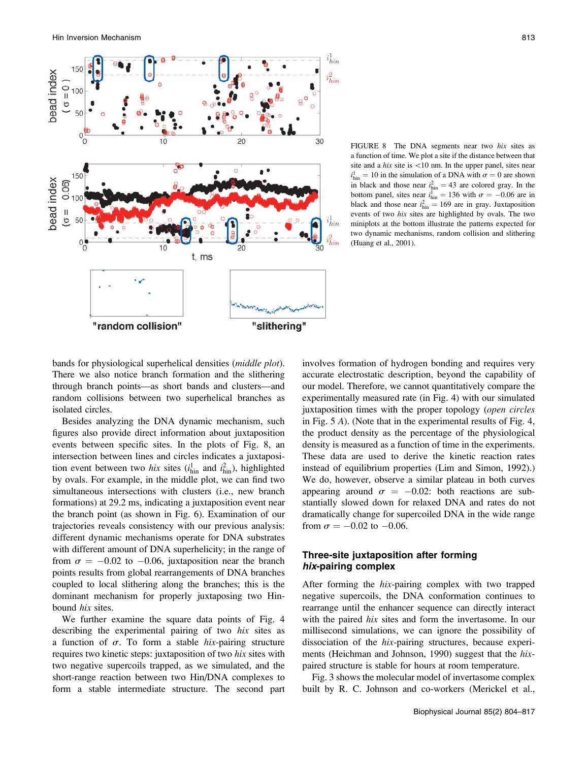FIGURE 8 The DNA segments near two *hix* sites as a function of time. We plot a site if the distance between that site and a *hix* site is <10 nm. In the upper panel, sites near $i_{\rm hin}^1 = 10$ in the simulation of a DNA with $\sigma = 0$ are shown in black and those near $i_{\rm hin}^2 = 43$ are colored gray. In the bottom panel, sites near $i_{\rm hin}^1 = 136$ with $\sigma = -0.06$ are in black and those near $i_{\rm hin}^2 = 169$ are in gray. Juxtaposition events of two *hix* sites are highlighted by ovals. The two miniplots at the bottom illustrate the patterns expected for two dynamic mechanisms, random collision and slithering (Huang et al., 2001).

bands for physiological superhelical densities (*middle plot*). There we also notice branch formation and the slithering through branch points—as short bands and clusters—and random collisions between two superhelical branches as isolated circles.

Besides analyzing the DNA dynamic mechanism, such figures also provide direct information about juxtaposition events between specific sites. In the plots of Fig. 8, an intersection between lines and circles indicates a juxtaposition event between two *hix* sites ($i_{\rm hin}^1$ and $i_{\rm hin}^2$), highlighted by ovals. For example, in the middle plot, we can find two simultaneous intersections with clusters (i.e., new branch formations) at 29.2 ms, indicating a juxtaposition event near the branch point (as shown in Fig. 6). Examination of our trajectories reveals consistency with our previous analysis: different dynamic mechanisms operate for DNA substrates with different amount of DNA superhelicity; in the range of from $\sigma = -0.02$ to $-0.06$, juxtaposition near the branch points results from global rearrangements of DNA branches coupled to local slithering along the branches; this is the dominant mechanism for properly juxtaposing two Hin-bound *hix* sites.

We further examine the square data points of Fig. 4 describing the experimental pairing of two *hix* sites as a function of $\sigma$. To form a stable *hix*-pairing structure requires two kinetic steps: juxtaposition of two *hix* sites with two negative supercoils trapped, as we simulated, and the short-range reaction between two Hin/DNA complexes to form a stable intermediate structure. The second part involves formation of hydrogen bonding and requires very accurate electrostatic description, beyond the capability of our model. Therefore, we cannot quantitatively compare the experimentally measured rate (in Fig. 4) with our simulated juxtaposition times with the proper topology (*open circles* in Fig. 5 *A*). (Note that in the experimental results of Fig. 4, the product density as the percentage of the physiological density is measured as a function of time in the experiments. These data are used to derive the kinetic reaction rates instead of equilibrium properties (Lim and Simon, 1992).) We do, however, observe a similar plateau in both curves appearing around $\sigma = -0.02$: both reactions are substantially slowed down for relaxed DNA and rates do not dramatically change for supercoiled DNA in the wide range from $\sigma = -0.02$ to $-0.06$.

## Three-site juxtaposition after forming *hix*-pairing complex

After forming the *hix*-pairing complex with two trapped negative supercoils, the DNA conformation continues to rearrange until the enhancer sequence can directly interact with the paired *hix* sites and form the invertasome. In our millisecond simulations, we can ignore the possibility of dissociation of the *hix*-pairing structures, because experiments (Heichman and Johnson, 1990) suggest that the *hix*-paired structure is stable for hours at room temperature.

Fig. 3 shows the molecular model of invertasome complex built by R. C. Johnson and co-workers (Merickel et al.,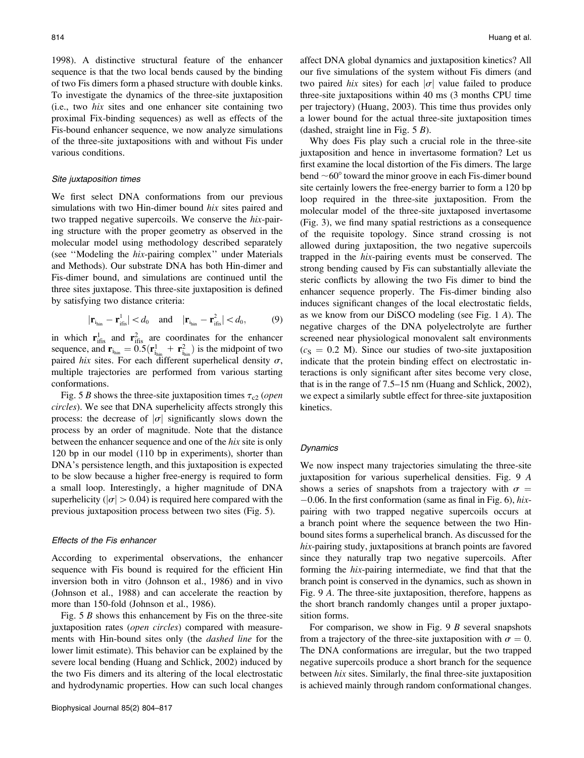1998). A distinctive structural feature of the enhancer sequence is that the two local bends caused by the binding of two Fis dimers form a phased structure with double kinks. To investigate the dynamics of the three-site juxtaposition (i.e., two *hix* sites and one enhancer site containing two proximal Fix-binding sequences) as well as effects of the Fis-bound enhancer sequence, we now analyze simulations of the three-site juxtapositions with and without Fis under various conditions.

### Site juxtaposition times

We first select DNA conformations from our previous simulations with two Hin-dimer bound *hix* sites paired and two trapped negative supercoils. We conserve the *hix*-pairing structure with the proper geometry as observed in the molecular model using methodology described separately (see ''Modeling the *hix*-pairing complex'' under Materials and Methods). Our substrate DNA has both Hin-dimer and Fis-dimer bound, and simulations are continued until the three sites juxtapose. This three-site juxtaposition is defined by satisfying two distance criteria:

$$|\mathbf{r}_{\mathrm{i_{hin}}} - \mathbf{r}^{1}_{\mathrm{i_{fis}}}| < d_0 \quad \text{and} \quad |\mathbf{r}_{\mathrm{i_{hin}}} - \mathbf{r}^{2}_{\mathrm{i_{fis}}}| < d_0, \tag{9}$$

in which $\mathbf{r}^{1}_{\mathrm{i_{fis}}}$ and $\mathbf{r}^{2}_{\mathrm{i_{fis}}}$ are coordinates for the enhancer sequence, and $\mathbf{r}_{\mathrm{i_{hin}}} = 0.5(\mathbf{r}^{1}_{\mathrm{i_{hin}}} + \mathbf{r}^{2}_{\mathrm{i_{hin}}})$ is the midpoint of two paired *hix* sites. For each different superhelical density $\sigma$, multiple trajectories are performed from various starting conformations.

Fig. 5 *B* shows the three-site juxtaposition times $\tau_{c2}$ (*open circles*). We see that DNA superhelicity affects strongly this process: the decrease of $|\sigma|$ significantly slows down the process by an order of magnitude. Note that the distance between the enhancer sequence and one of the *hix* site is only 120 bp in our model (110 bp in experiments), shorter than DNA's persistence length, and this juxtaposition is expected to be slow because a higher free-energy is required to form a small loop. Interestingly, a higher magnitude of DNA superhelicity ($|\sigma| > 0.04$) is required here compared with the previous juxtaposition process between two sites (Fig. 5).

### Effects of the Fis enhancer

According to experimental observations, the enhancer sequence with Fis bound is required for the efficient Hin inversion both in vitro (Johnson et al., 1986) and in vivo (Johnson et al., 1988) and can accelerate the reaction by more than 150-fold (Johnson et al., 1986).

Fig. 5 *B* shows this enhancement by Fis on the three-site juxtaposition rates (*open circles*) compared with measurements with Hin-bound sites only (the *dashed line* for the lower limit estimate). This behavior can be explained by the severe local bending (Huang and Schlick, 2002) induced by the two Fis dimers and its altering of the local electrostatic and hydrodynamic properties. How can such local changes affect DNA global dynamics and juxtaposition kinetics? All our five simulations of the system without Fis dimers (and two paired *hix* sites) for each $|\sigma|$ value failed to produce three-site juxtapositions within 40 ms (3 months CPU time per trajectory) (Huang, 2003). This time thus provides only a lower bound for the actual three-site juxtaposition times (dashed, straight line in Fig. 5 *B*).

Why does Fis play such a crucial role in the three-site juxtaposition and hence in invertasome formation? Let us first examine the local distortion of the Fis dimers. The large bend $\sim 60^{\circ}$ toward the minor groove in each Fis-dimer bound site certainly lowers the free-energy barrier to form a 120 bp loop required in the three-site juxtaposition. From the molecular model of the three-site juxtaposed invertasome (Fig. 3), we find many spatial restrictions as a consequence of the requisite topology. Since strand crossing is not allowed during juxtaposition, the two negative supercoils trapped in the *hix*-pairing events must be conserved. The strong bending caused by Fis can substantially alleviate the steric conflicts by allowing the two Fis dimer to bind the enhancer sequence properly. The Fis-dimer binding also induces significant changes of the local electrostatic fields, as we know from our DiSCO modeling (see Fig. 1 *A*). The negative charges of the DNA polyelectrolyte are further screened near physiological monovalent salt environments ($c_S$ = 0.2 M). Since our studies of two-site juxtaposition indicate that the protein binding effect on electrostatic interactions is only significant after sites become very close, that is in the range of 7.5–15 nm (Huang and Schlick, 2002), we expect a similarly subtle effect for three-site juxtaposition kinetics.

### Dynamics

We now inspect many trajectories simulating the three-site juxtaposition for various superhelical densities. Fig. 9 *A* shows a series of snapshots from a trajectory with $\sigma = -0.06$. In the first conformation (same as final in Fig. 6), *hix*-pairing with two trapped negative supercoils occurs at a branch point where the sequence between the two Hin-bound sites forms a superhelical branch. As discussed for the *hix*-pairing study, juxtapositions at branch points are favored since they naturally trap two negative supercoils. After forming the *hix*-pairing intermediate, we find that that the branch point is conserved in the dynamics, such as shown in Fig. 9 *A*. The three-site juxtaposition, therefore, happens as the short branch randomly changes until a proper juxtaposition forms.

For comparison, we show in Fig. 9 *B* several snapshots from a trajectory of the three-site juxtaposition with $\sigma = 0$. The DNA conformations are irregular, but the two trapped negative supercoils produce a short branch for the sequence between *hix* sites. Similarly, the final three-site juxtaposition is achieved mainly through random conformational changes.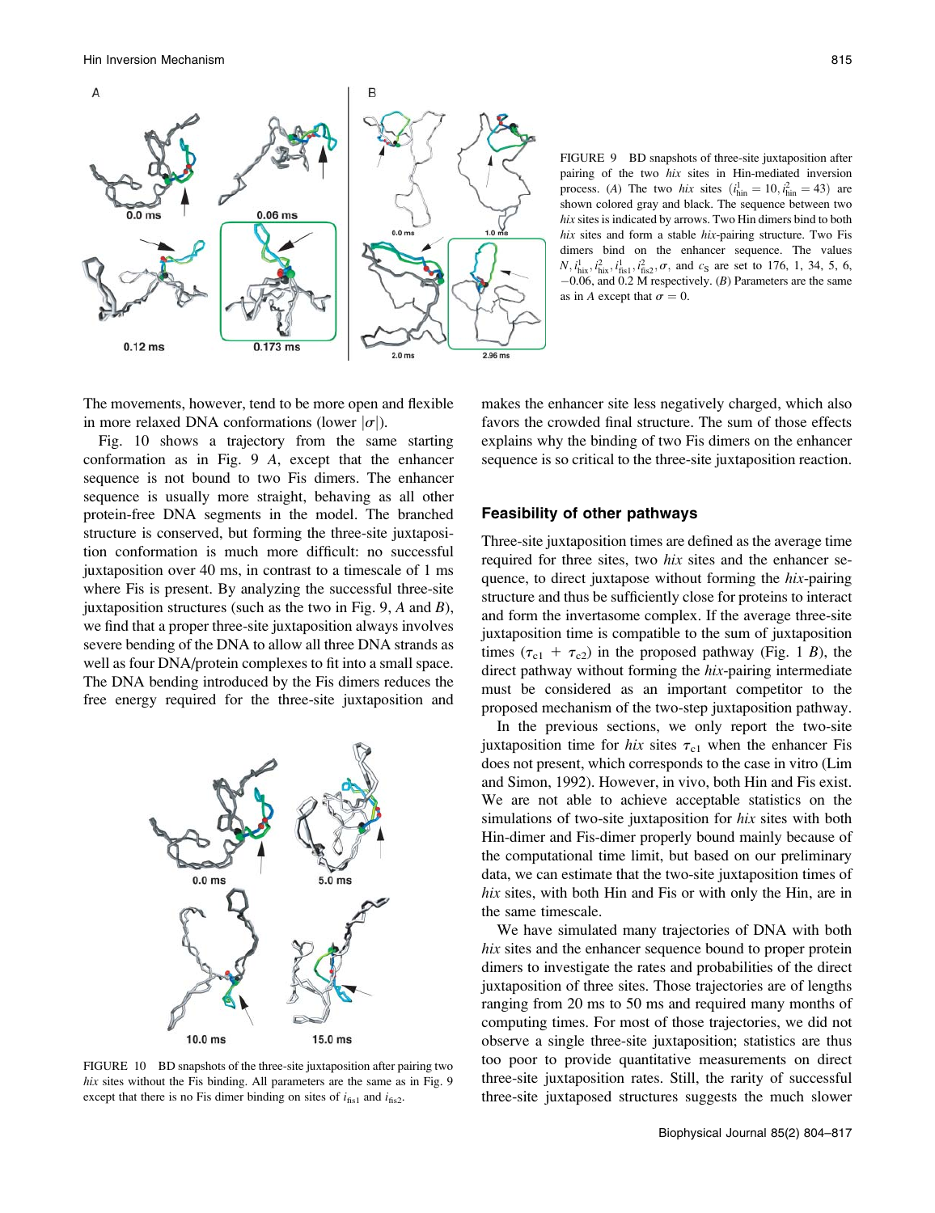FIGURE 9 BD snapshots of three-site juxtaposition after pairing of the two *hix* sites in Hin-mediated inversion process. (*A*) The two *hix* sites $(i^1_{\text{hin}} = 10, i^2_{\text{hin}} = 43)$ are shown colored gray and black. The sequence between two *hix* sites is indicated by arrows. Two Hin dimers bind to both *hix* sites and form a stable *hix*-pairing structure. Two Fis dimers bind on the enhancer sequence. The values $N, i^1_{\text{hix}}, i^2_{\text{hix}}, i^1_{\text{fis1}}, i^2_{\text{fis2}}, \sigma$, and $c_S$ are set to 176, 1, 34, 5, 6, −0.06, and 0.2 M respectively. (*B*) Parameters are the same as in *A* except that $\sigma = 0$.

The movements, however, tend to be more open and flexible in more relaxed DNA conformations (lower $|\sigma|$).

Fig. 10 shows a trajectory from the same starting conformation as in Fig. 9 *A*, except that the enhancer sequence is not bound to two Fis dimers. The enhancer sequence is usually more straight, behaving as all other protein-free DNA segments in the model. The branched structure is conserved, but forming the three-site juxtaposition conformation is much more difficult: no successful juxtaposition over 40 ms, in contrast to a timescale of 1 ms where Fis is present. By analyzing the successful three-site juxtaposition structures (such as the two in Fig. 9, *A* and *B*), we find that a proper three-site juxtaposition always involves severe bending of the DNA to allow all three DNA strands as well as four DNA/protein complexes to fit into a small space. The DNA bending introduced by the Fis dimers reduces the free energy required for the three-site juxtaposition and makes the enhancer site less negatively charged, which also favors the crowded final structure. The sum of those effects explains why the binding of two Fis dimers on the enhancer sequence is so critical to the three-site juxtaposition reaction.

FIGURE 10 BD snapshots of the three-site juxtaposition after pairing two *hix* sites without the Fis binding. All parameters are the same as in Fig. 9 except that there is no Fis dimer binding on sites of $i_{\text{fis1}}$ and $i_{\text{fis2}}$.

### Feasibility of other pathways

Three-site juxtaposition times are defined as the average time required for three sites, two *hix* sites and the enhancer sequence, to direct juxtapose without forming the *hix*-pairing structure and thus be sufficiently close for proteins to interact and form the invertasome complex. If the average three-site juxtaposition time is compatible to the sum of juxtaposition times $(\tau_{c1} + \tau_{c2})$ in the proposed pathway (Fig. 1 *B*), the direct pathway without forming the *hix*-pairing intermediate must be considered as an important competitor to the proposed mechanism of the two-step juxtaposition pathway.

In the previous sections, we only report the two-site juxtaposition time for *hix* sites $\tau_{c1}$ when the enhancer Fis does not present, which corresponds to the case in vitro (Lim and Simon, 1992). However, in vivo, both Hin and Fis exist. We are not able to achieve acceptable statistics on the simulations of two-site juxtaposition for *hix* sites with both Hin-dimer and Fis-dimer properly bound mainly because of the computational time limit, but based on our preliminary data, we can estimate that the two-site juxtaposition times of *hix* sites, with both Hin and Fis or with only the Hin, are in the same timescale.

We have simulated many trajectories of DNA with both *hix* sites and the enhancer sequence bound to proper protein dimers to investigate the rates and probabilities of the direct juxtaposition of three sites. Those trajectories are of lengths ranging from 20 ms to 50 ms and required many months of computing times. For most of those trajectories, we did not observe a single three-site juxtaposition; statistics are thus too poor to provide quantitative measurements on direct three-site juxtaposition rates. Still, the rarity of successful three-site juxtaposed structures suggests the much slower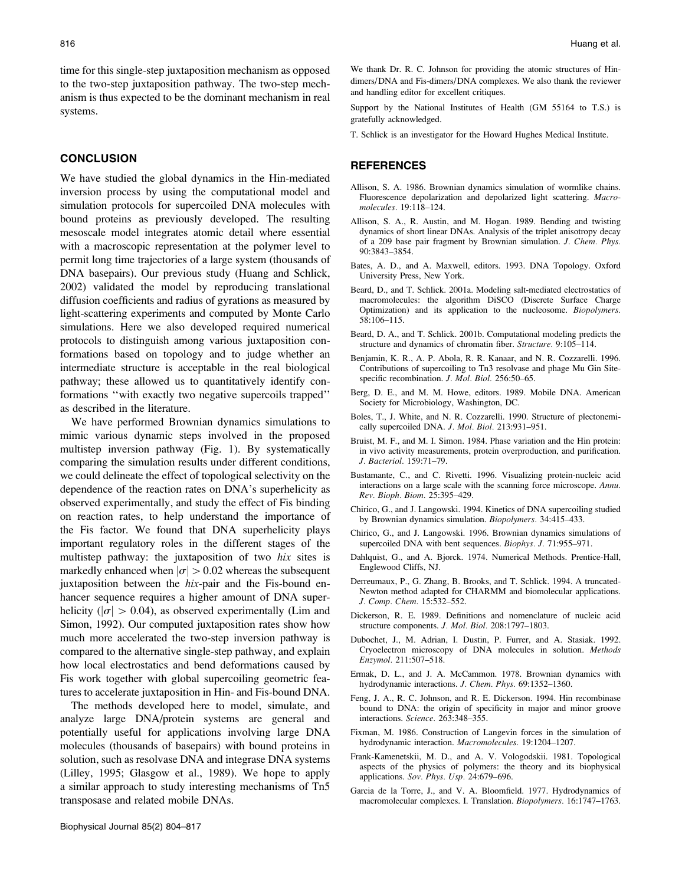time for this single-step juxtaposition mechanism as opposed to the two-step juxtaposition pathway. The two-step mechanism is thus expected to be the dominant mechanism in real systems.

## CONCLUSION

We have studied the global dynamics in the Hin-mediated inversion process by using the computational model and simulation protocols for supercoiled DNA molecules with bound proteins as previously developed. The resulting mesoscale model integrates atomic detail where essential with a macroscopic representation at the polymer level to permit long time trajectories of a large system (thousands of DNA basepairs). Our previous study (Huang and Schlick, 2002) validated the model by reproducing translational diffusion coefficients and radius of gyrations as measured by light-scattering experiments and computed by Monte Carlo simulations. Here we also developed required numerical protocols to distinguish among various juxtaposition conformations based on topology and to judge whether an intermediate structure is acceptable in the real biological pathway; these allowed us to quantitatively identify conformations ''with exactly two negative supercoils trapped'' as described in the literature.

We have performed Brownian dynamics simulations to mimic various dynamic steps involved in the proposed multistep inversion pathway (Fig. 1). By systematically comparing the simulation results under different conditions, we could delineate the effect of topological selectivity on the dependence of the reaction rates on DNA's superhelicity as observed experimentally, and study the effect of Fis binding on reaction rates, to help understand the importance of the Fis factor. We found that DNA superhelicity plays important regulatory roles in the different stages of the multistep pathway: the juxtaposition of two *hix* sites is markedly enhanced when $|\sigma| > 0.02$ whereas the subsequent juxtaposition between the *hix*-pair and the Fis-bound enhancer sequence requires a higher amount of DNA superhelicity ($|\sigma| > 0.04$), as observed experimentally (Lim and Simon, 1992). Our computed juxtaposition rates show how much more accelerated the two-step inversion pathway is compared to the alternative single-step pathway, and explain how local electrostatics and bend deformations caused by Fis work together with global supercoiling geometric features to accelerate juxtaposition in Hin- and Fis-bound DNA.

The methods developed here to model, simulate, and analyze large DNA/protein systems are general and potentially useful for applications involving large DNA molecules (thousands of basepairs) with bound proteins in solution, such as resolvase DNA and integrase DNA systems (Lilley, 1995; Glasgow et al., 1989). We hope to apply a similar approach to study interesting mechanisms of Tn5 transposase and related mobile DNAs.

We thank Dr. R. C. Johnson for providing the atomic structures of Hin-dimers/DNA and Fis-dimers/DNA complexes. We also thank the reviewer and handling editor for excellent critiques.

Support by the National Institutes of Health (GM 55164 to T.S.) is gratefully acknowledged.

T. Schlick is an investigator for the Howard Hughes Medical Institute.

## REFERENCES

Allison, S. A. 1986. Brownian dynamics simulation of wormlike chains. Fluorescence depolarization and depolarized light scattering. *Macromolecules.* 19:118–124.

Allison, S. A., R. Austin, and M. Hogan. 1989. Bending and twisting dynamics of short linear DNAs. Analysis of the triplet anisotropy decay of a 209 base pair fragment by Brownian simulation. *J. Chem. Phys.* 90:3843–3854.

Bates, A. D., and A. Maxwell, editors. 1993. DNA Topology. Oxford University Press, New York.

Beard, D., and T. Schlick. 2001a. Modeling salt-mediated electrostatics of macromolecules: the algorithm DiSCO (Discrete Surface Charge Optimization) and its application to the nucleosome. *Biopolymers.* 58:106–115.

Beard, D. A., and T. Schlick. 2001b. Computational modeling predicts the structure and dynamics of chromatin fiber. *Structure.* 9:105–114.

Benjamin, K. R., A. P. Abola, R. R. Kanaar, and N. R. Cozzarelli. 1996. Contributions of supercoiling to Tn3 resolvase and phage Mu Gin Site-specific recombination. *J. Mol. Biol.* 256:50–65.

Berg, D. E., and M. M. Howe, editors. 1989. Mobile DNA. American Society for Microbiology, Washington, DC.

Boles, T., J. White, and N. R. Cozzarelli. 1990. Structure of plectonemically supercoiled DNA. *J. Mol. Biol.* 213:931–951.

Bruist, M. F., and M. I. Simon. 1984. Phase variation and the Hin protein: in vivo activity measurements, protein overproduction, and purification. *J. Bacteriol.* 159:71–79.

Bustamante, C., and C. Rivetti. 1996. Visualizing protein-nucleic acid interactions on a large scale with the scanning force microscope. *Annu. Rev. Bioph. Biom.* 25:395–429.

Chirico, G., and J. Langowski. 1994. Kinetics of DNA supercoiling studied by Brownian dynamics simulation. *Biopolymers.* 34:415–433.

Chirico, G., and J. Langowski. 1996. Brownian dynamics simulations of supercoiled DNA with bent sequences. *Biophys. J.* 71:955–971.

Dahlquist, G., and A. Bjorck. 1974. Numerical Methods. Prentice-Hall, Englewood Cliffs, NJ.

Derreumaux, P., G. Zhang, B. Brooks, and T. Schlick. 1994. A truncated-Newton method adapted for CHARMM and biomolecular applications. *J. Comp. Chem.* 15:532–552.

Dickerson, R. E. 1989. Definitions and nomenclature of nucleic acid structure components. *J. Mol. Biol.* 208:1797–1803.

Dubochet, J., M. Adrian, I. Dustin, P. Furrer, and A. Stasiak. 1992. Cryoelectron microscopy of DNA molecules in solution. *Methods Enzymol.* 211:507–518.

Ermak, D. L., and J. A. McCammon. 1978. Brownian dynamics with hydrodynamic interactions. *J. Chem. Phys.* 69:1352–1360.

Feng, J. A., R. C. Johnson, and R. E. Dickerson. 1994. Hin recombinase bound to DNA: the origin of specificity in major and minor groove interactions. *Science.* 263:348–355.

Fixman, M. 1986. Construction of Langevin forces in the simulation of hydrodynamic interaction. *Macromolecules.* 19:1204–1207.

Frank-Kamenetskii, M. D., and A. V. Vologodskii. 1981. Topological aspects of the physics of polymers: the theory and its biophysical applications. *Sov. Phys. Usp.* 24:679–696.

Garcia de la Torre, J., and V. A. Bloomfield. 1977. Hydrodynamics of macromolecular complexes. I. Translation. *Biopolymers.* 16:1747–1763.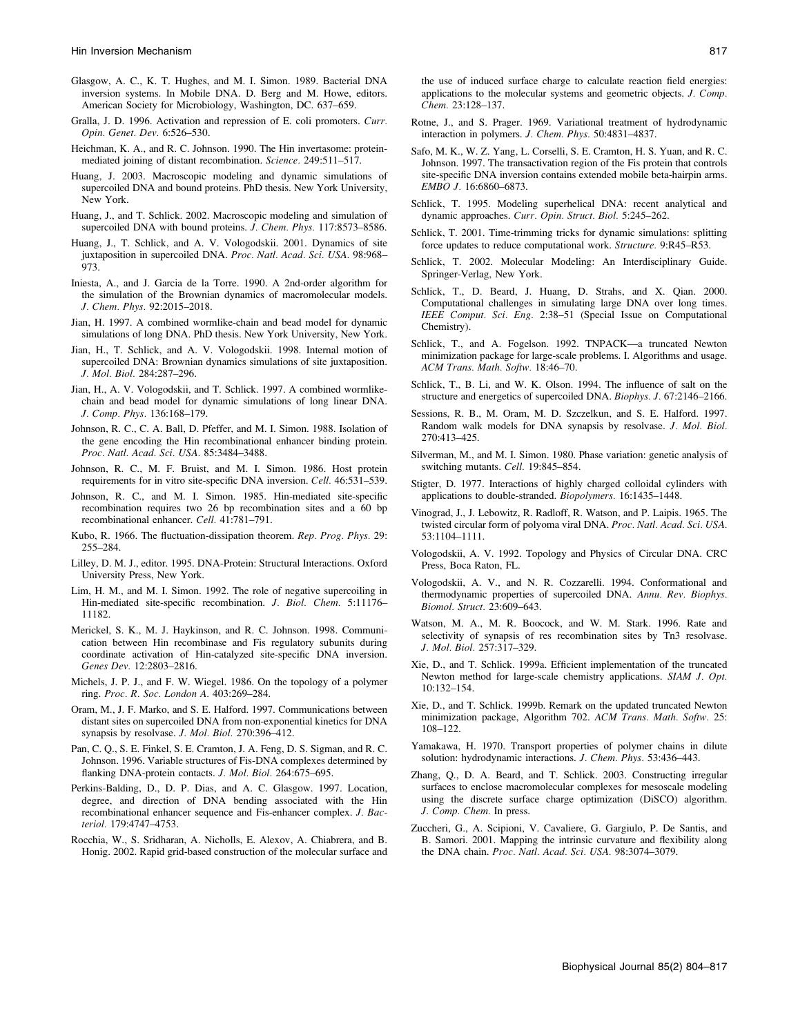Glasgow, A. C., K. T. Hughes, and M. I. Simon. 1989. Bacterial DNA inversion systems. In Mobile DNA. D. Berg and M. Howe, editors. American Society for Microbiology, Washington, DC. 637–659.

Gralla, J. D. 1996. Activation and repression of E. coli promoters. *Curr. Opin. Genet. Dev.* 6:526–530.

Heichman, K. A., and R. C. Johnson. 1990. The Hin invertasome: protein-mediated joining of distant recombination. *Science.* 249:511–517.

Huang, J. 2003. Macroscopic modeling and dynamic simulations of supercoiled DNA and bound proteins. PhD thesis. New York University, New York.

Huang, J., and T. Schlick. 2002. Macroscopic modeling and simulation of supercoiled DNA with bound proteins. *J. Chem. Phys.* 117:8573–8586.

Huang, J., T. Schlick, and A. V. Vologodskii. 2001. Dynamics of site juxtaposition in supercoiled DNA. *Proc. Natl. Acad. Sci. USA.* 98:968–973.

Iniesta, A., and J. Garcia de la Torre. 1990. A 2nd-order algorithm for the simulation of the Brownian dynamics of macromolecular models. *J. Chem. Phys.* 92:2015–2018.

Jian, H. 1997. A combined wormlike-chain and bead model for dynamic simulations of long DNA. PhD thesis. New York University, New York.

Jian, H., T. Schlick, and A. V. Vologodskii. 1998. Internal motion of supercoiled DNA: Brownian dynamics simulations of site juxtaposition. *J. Mol. Biol.* 284:287–296.

Jian, H., A. V. Vologodskii, and T. Schlick. 1997. A combined wormlike-chain and bead model for dynamic simulations of long linear DNA. *J. Comp. Phys.* 136:168–179.

Johnson, R. C., C. A. Ball, D. Pfeffer, and M. I. Simon. 1988. Isolation of the gene encoding the Hin recombinational enhancer binding protein. *Proc. Natl. Acad. Sci. USA.* 85:3484–3488.

Johnson, R. C., M. F. Bruist, and M. I. Simon. 1986. Host protein requirements for in vitro site-specific DNA inversion. *Cell.* 46:531–539.

Johnson, R. C., and M. I. Simon. 1985. Hin-mediated site-specific recombination requires two 26 bp recombination sites and a 60 bp recombinational enhancer. *Cell.* 41:781–791.

Kubo, R. 1966. The fluctuation-dissipation theorem. *Rep. Prog. Phys.* 29: 255–284.

Lilley, D. M. J., editor. 1995. DNA-Protein: Structural Interactions. Oxford University Press, New York.

Lim, H. M., and M. I. Simon. 1992. The role of negative supercoiling in Hin-mediated site-specific recombination. *J. Biol. Chem.* 5:11176–11182.

Merickel, S. K., M. J. Haykinson, and R. C. Johnson. 1998. Communication between Hin recombinase and Fis regulatory subunits during coordinate activation of Hin-catalyzed site-specific DNA inversion. *Genes Dev.* 12:2803–2816.

Michels, J. P. J., and F. W. Wiegel. 1986. On the topology of a polymer ring. *Proc. R. Soc. London A.* 403:269–284.

Oram, M., J. F. Marko, and S. E. Halford. 1997. Communications between distant sites on supercoiled DNA from non-exponential kinetics for DNA synapsis by resolvase. *J. Mol. Biol.* 270:396–412.

Pan, C. Q., S. E. Finkel, S. E. Cramton, J. A. Feng, D. S. Sigman, and R. C. Johnson. 1996. Variable structures of Fis-DNA complexes determined by flanking DNA-protein contacts. *J. Mol. Biol.* 264:675–695.

Perkins-Balding, D., D. P. Dias, and A. C. Glasgow. 1997. Location, degree, and direction of DNA bending associated with the Hin recombinational enhancer sequence and Fis-enhancer complex. *J. Bacteriol.* 179:4747–4753.

Rocchia, W., S. Sridharan, A. Nicholls, E. Alexov, A. Chiabrera, and B. Honig. 2002. Rapid grid-based construction of the molecular surface and the use of induced surface charge to calculate reaction field energies: applications to the molecular systems and geometric objects. *J. Comp. Chem.* 23:128–137.

Rotne, J., and S. Prager. 1969. Variational treatment of hydrodynamic interaction in polymers. *J. Chem. Phys.* 50:4831–4837.

Safo, M. K., W. Z. Yang, L. Corselli, S. E. Cramton, H. S. Yuan, and R. C. Johnson. 1997. The transactivation region of the Fis protein that controls site-specific DNA inversion contains extended mobile beta-hairpin arms. *EMBO J.* 16:6860–6873.

Schlick, T. 1995. Modeling superhelical DNA: recent analytical and dynamic approaches. *Curr. Opin. Struct. Biol.* 5:245–262.

Schlick, T. 2001. Time-trimming tricks for dynamic simulations: splitting force updates to reduce computational work. *Structure.* 9:R45–R53.

Schlick, T. 2002. Molecular Modeling: An Interdisciplinary Guide. Springer-Verlag, New York.

Schlick, T., D. Beard, J. Huang, D. Strahs, and X. Qian. 2000. Computational challenges in simulating large DNA over long times. *IEEE Comput. Sci. Eng.* 2:38–51 (Special Issue on Computational Chemistry).

Schlick, T., and A. Fogelson. 1992. TNPACK—a truncated Newton minimization package for large-scale problems. I. Algorithms and usage. *ACM Trans. Math. Softw.* 18:46–70.

Schlick, T., B. Li, and W. K. Olson. 1994. The influence of salt on the structure and energetics of supercoiled DNA. *Biophys. J.* 67:2146–2166.

Sessions, R. B., M. Oram, M. D. Szczelkun, and S. E. Halford. 1997. Random walk models for DNA synapsis by resolvase. *J. Mol. Biol.* 270:413–425.

Silverman, M., and M. I. Simon. 1980. Phase variation: genetic analysis of switching mutants. *Cell.* 19:845–854.

Stigter, D. 1977. Interactions of highly charged colloidal cylinders with applications to double-stranded. *Biopolymers.* 16:1435–1448.

Vinograd, J., J. Lebowitz, R. Radloff, R. Watson, and P. Laipis. 1965. The twisted circular form of polyoma viral DNA. *Proc. Natl. Acad. Sci. USA.* 53:1104–1111.

Vologodskii, A. V. 1992. Topology and Physics of Circular DNA. CRC Press, Boca Raton, FL.

Vologodskii, A. V., and N. R. Cozzarelli. 1994. Conformational and thermodynamic properties of supercoiled DNA. *Annu. Rev. Biophys. Biomol. Struct.* 23:609–643.

Watson, M. A., M. R. Boocock, and W. M. Stark. 1996. Rate and selectivity of synapsis of res recombination sites by Tn3 resolvase. *J. Mol. Biol.* 257:317–329.

Xie, D., and T. Schlick. 1999a. Efficient implementation of the truncated Newton method for large-scale chemistry applications. *SIAM J. Opt.* 10:132–154.

Xie, D., and T. Schlick. 1999b. Remark on the updated truncated Newton minimization package, Algorithm 702. *ACM Trans. Math. Softw.* 25: 108–122.

Yamakawa, H. 1970. Transport properties of polymer chains in dilute solution: hydrodynamic interactions. *J. Chem. Phys.* 53:436–443.

Zhang, Q., D. A. Beard, and T. Schlick. 2003. Constructing irregular surfaces to enclose macromolecular complexes for mesoscale modeling using the discrete surface charge optimization (DiSCO) algorithm. *J. Comp. Chem.* In press.

Zuccheri, G., A. Scipioni, V. Cavaliere, G. Gargiulo, P. De Santis, and B. Samori. 2001. Mapping the intrinsic curvature and flexibility along the DNA chain. *Proc. Natl. Acad. Sci. USA.* 98:3074–3079.